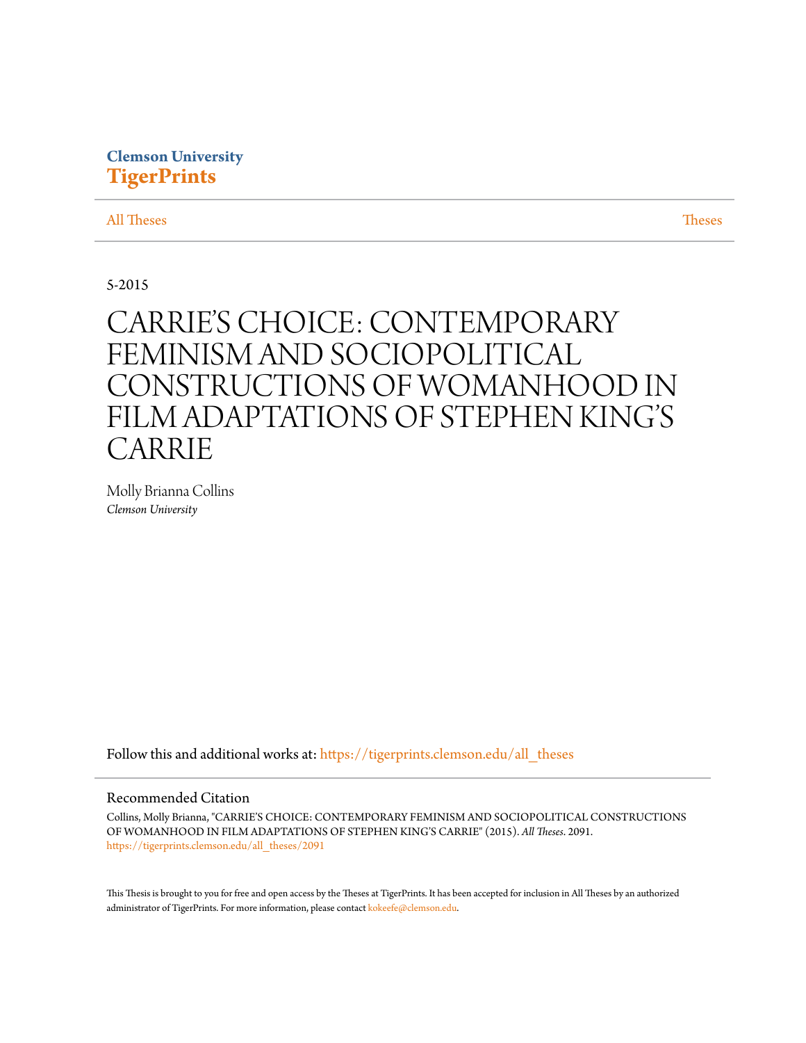Clemson University
**TigerPrints**

All Theses | Theses

5-2015

# CARRIE'S CHOICE: CONTEMPORARY FEMINISM AND SOCIOPOLITICAL CONSTRUCTIONS OF WOMANHOOD IN FILM ADAPTATIONS OF STEPHEN KING'S CARRIE

Molly Brianna Collins
*Clemson University*

Follow this and additional works at: https://tigerprints.clemson.edu/all_theses

## Recommended Citation

Collins, Molly Brianna, "CARRIE'S CHOICE: CONTEMPORARY FEMINISM AND SOCIOPOLITICAL CONSTRUCTIONS OF WOMANHOOD IN FILM ADAPTATIONS OF STEPHEN KING'S CARRIE" (2015). *All Theses*. 2091.
https://tigerprints.clemson.edu/all_theses/2091

This Thesis is brought to you for free and open access by the Theses at TigerPrints. It has been accepted for inclusion in All Theses by an authorized administrator of TigerPrints. For more information, please contact kokeefe@clemson.edu.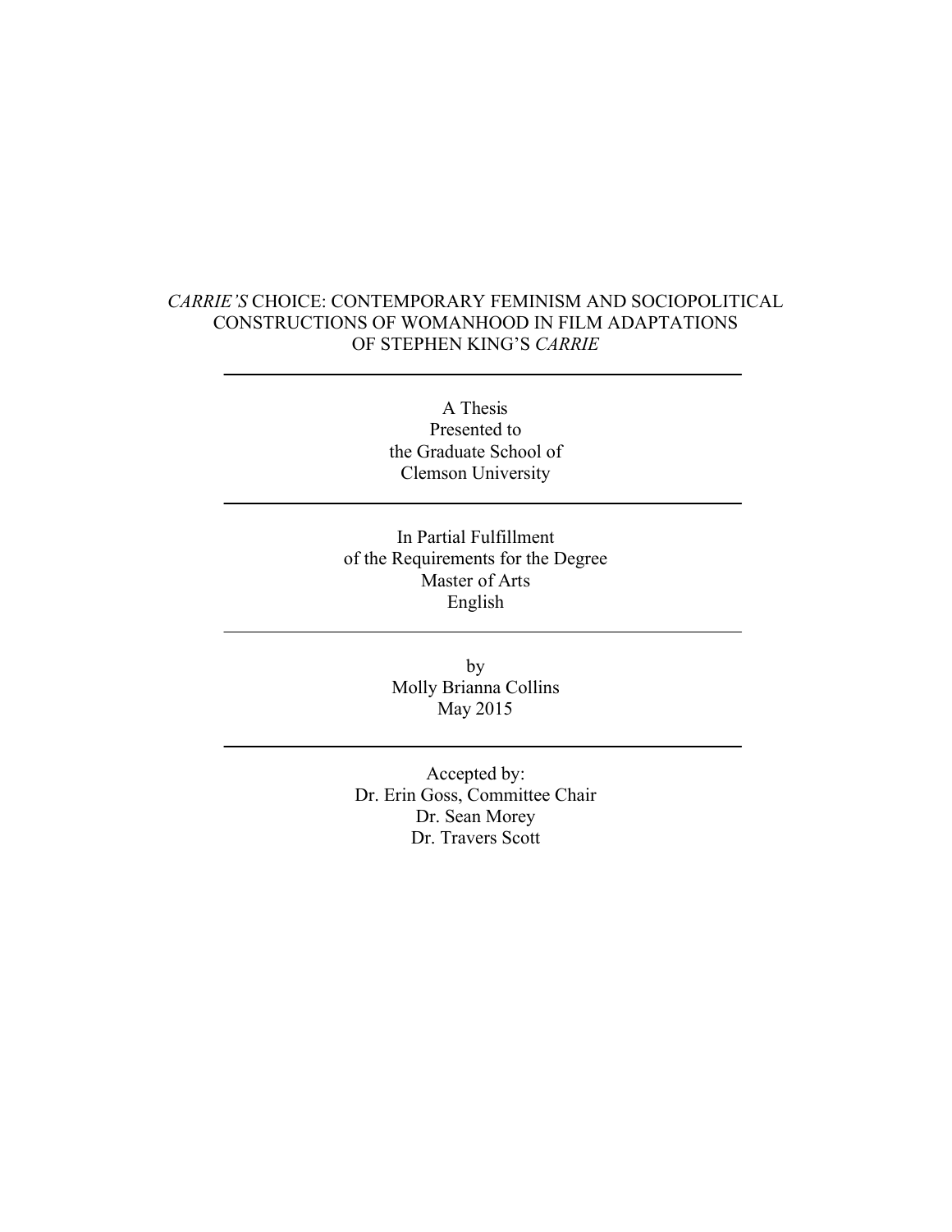*CARRIE'S* CHOICE: CONTEMPORARY FEMINISM AND SOCIOPOLITICAL CONSTRUCTIONS OF WOMANHOOD IN FILM ADAPTATIONS OF STEPHEN KING'S *CARRIE*

---

A Thesis
Presented to
the Graduate School of
Clemson University

---

In Partial Fulfillment
of the Requirements for the Degree
Master of Arts
English

---

by
Molly Brianna Collins
May 2015

---

Accepted by:
Dr. Erin Goss, Committee Chair
Dr. Sean Morey
Dr. Travers Scott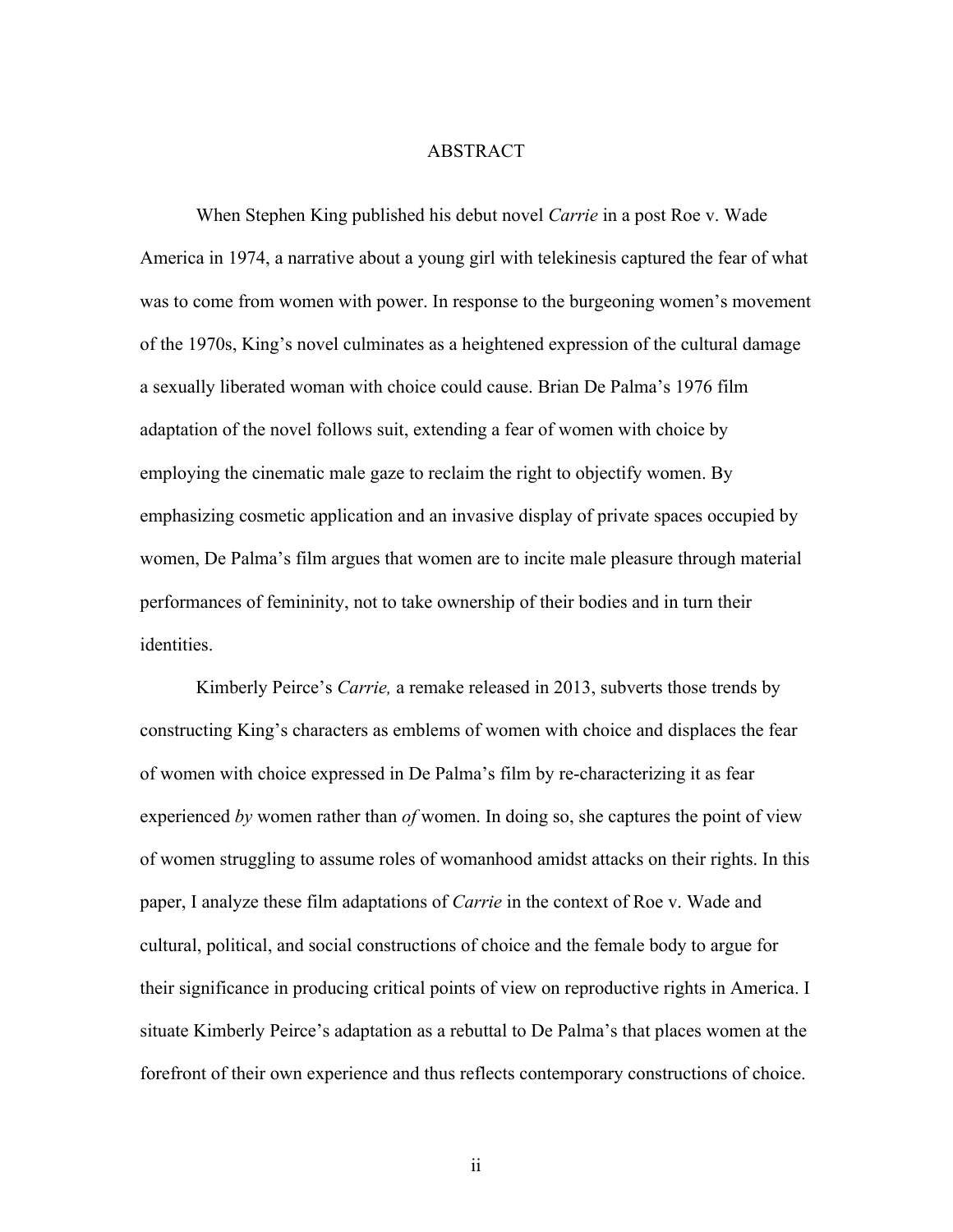# ABSTRACT

When Stephen King published his debut novel *Carrie* in a post Roe v. Wade America in 1974, a narrative about a young girl with telekinesis captured the fear of what was to come from women with power. In response to the burgeoning women's movement of the 1970s, King's novel culminates as a heightened expression of the cultural damage a sexually liberated woman with choice could cause. Brian De Palma's 1976 film adaptation of the novel follows suit, extending a fear of women with choice by employing the cinematic male gaze to reclaim the right to objectify women. By emphasizing cosmetic application and an invasive display of private spaces occupied by women, De Palma's film argues that women are to incite male pleasure through material performances of femininity, not to take ownership of their bodies and in turn their identities.

Kimberly Peirce's *Carrie,* a remake released in 2013, subverts those trends by constructing King's characters as emblems of women with choice and displaces the fear of women with choice expressed in De Palma's film by re-characterizing it as fear experienced *by* women rather than *of* women. In doing so, she captures the point of view of women struggling to assume roles of womanhood amidst attacks on their rights. In this paper, I analyze these film adaptations of *Carrie* in the context of Roe v. Wade and cultural, political, and social constructions of choice and the female body to argue for their significance in producing critical points of view on reproductive rights in America. I situate Kimberly Peirce's adaptation as a rebuttal to De Palma's that places women at the forefront of their own experience and thus reflects contemporary constructions of choice.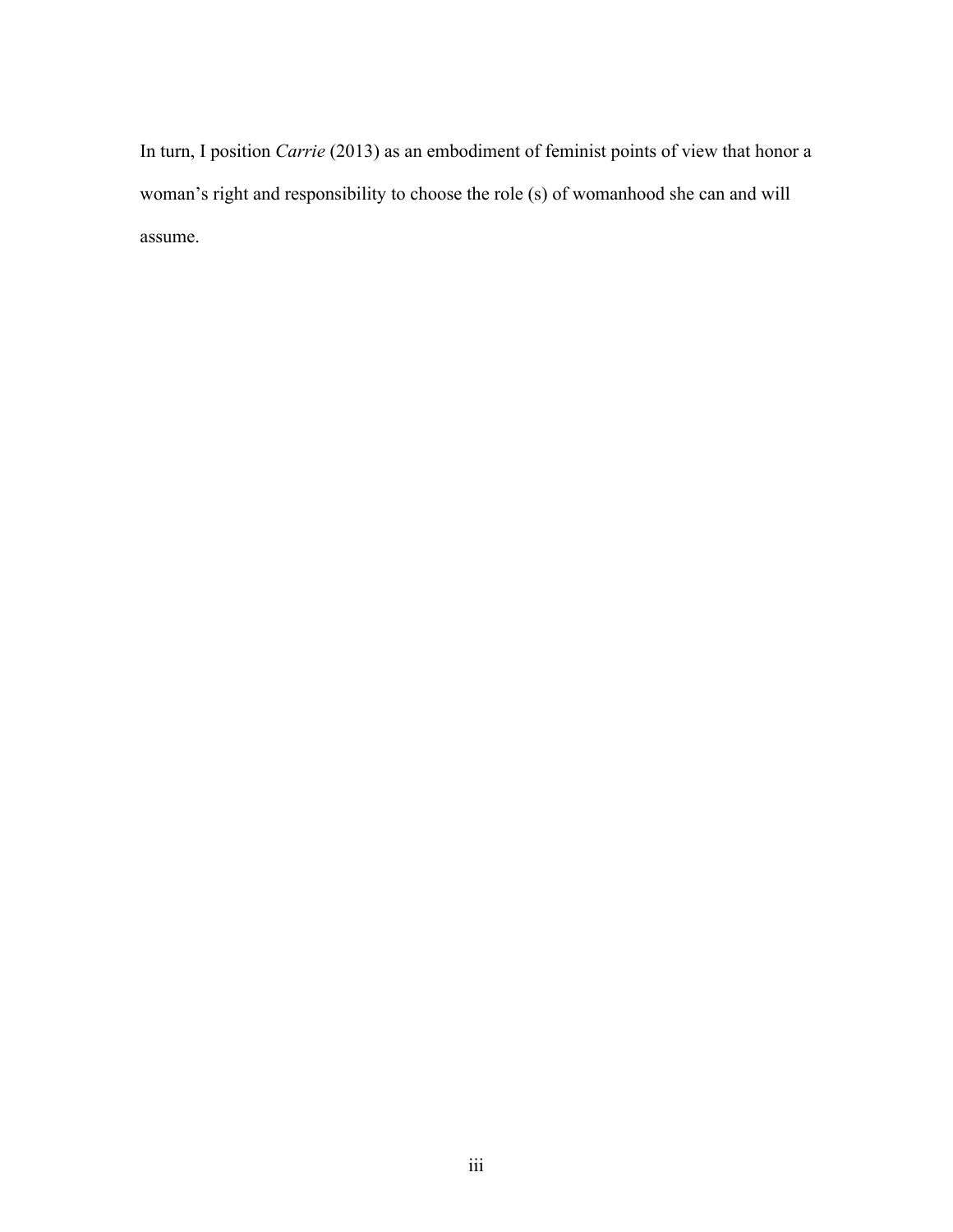In turn, I position *Carrie* (2013) as an embodiment of feminist points of view that honor a woman's right and responsibility to choose the role (s) of womanhood she can and will assume.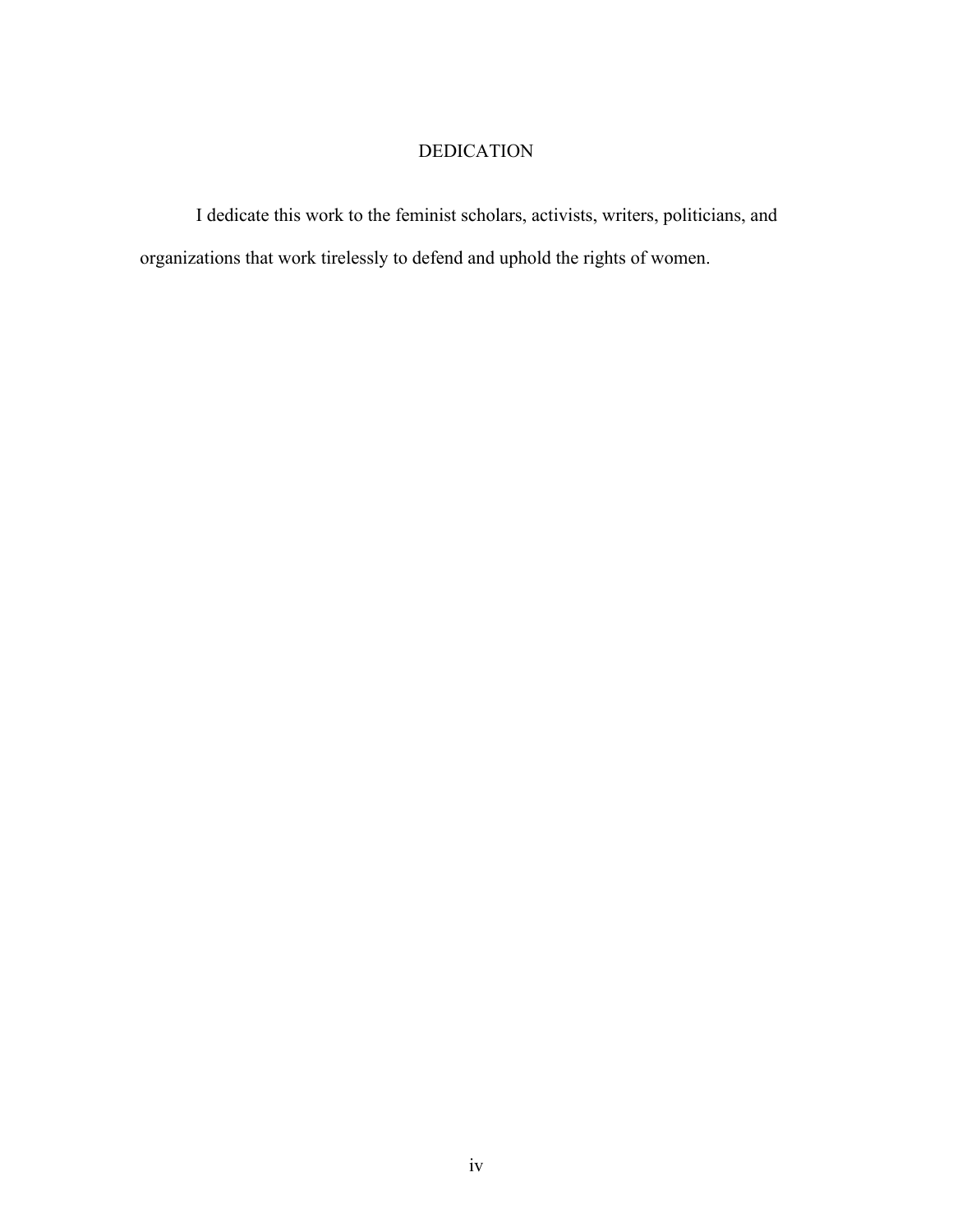# DEDICATION

I dedicate this work to the feminist scholars, activists, writers, politicians, and organizations that work tirelessly to defend and uphold the rights of women.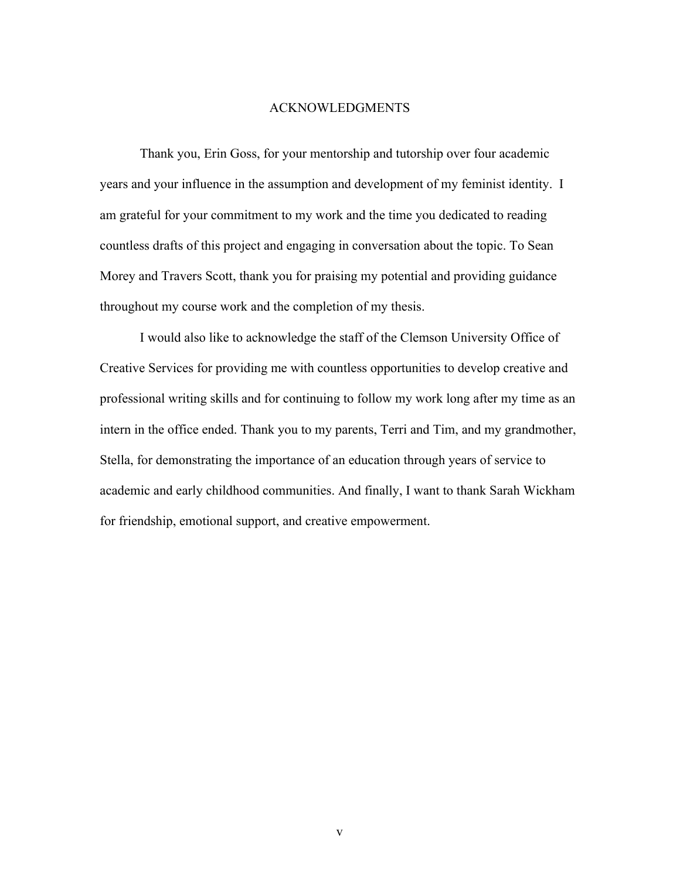# ACKNOWLEDGMENTS

Thank you, Erin Goss, for your mentorship and tutorship over four academic years and your influence in the assumption and development of my feminist identity. I am grateful for your commitment to my work and the time you dedicated to reading countless drafts of this project and engaging in conversation about the topic. To Sean Morey and Travers Scott, thank you for praising my potential and providing guidance throughout my course work and the completion of my thesis.

I would also like to acknowledge the staff of the Clemson University Office of Creative Services for providing me with countless opportunities to develop creative and professional writing skills and for continuing to follow my work long after my time as an intern in the office ended. Thank you to my parents, Terri and Tim, and my grandmother, Stella, for demonstrating the importance of an education through years of service to academic and early childhood communities. And finally, I want to thank Sarah Wickham for friendship, emotional support, and creative empowerment.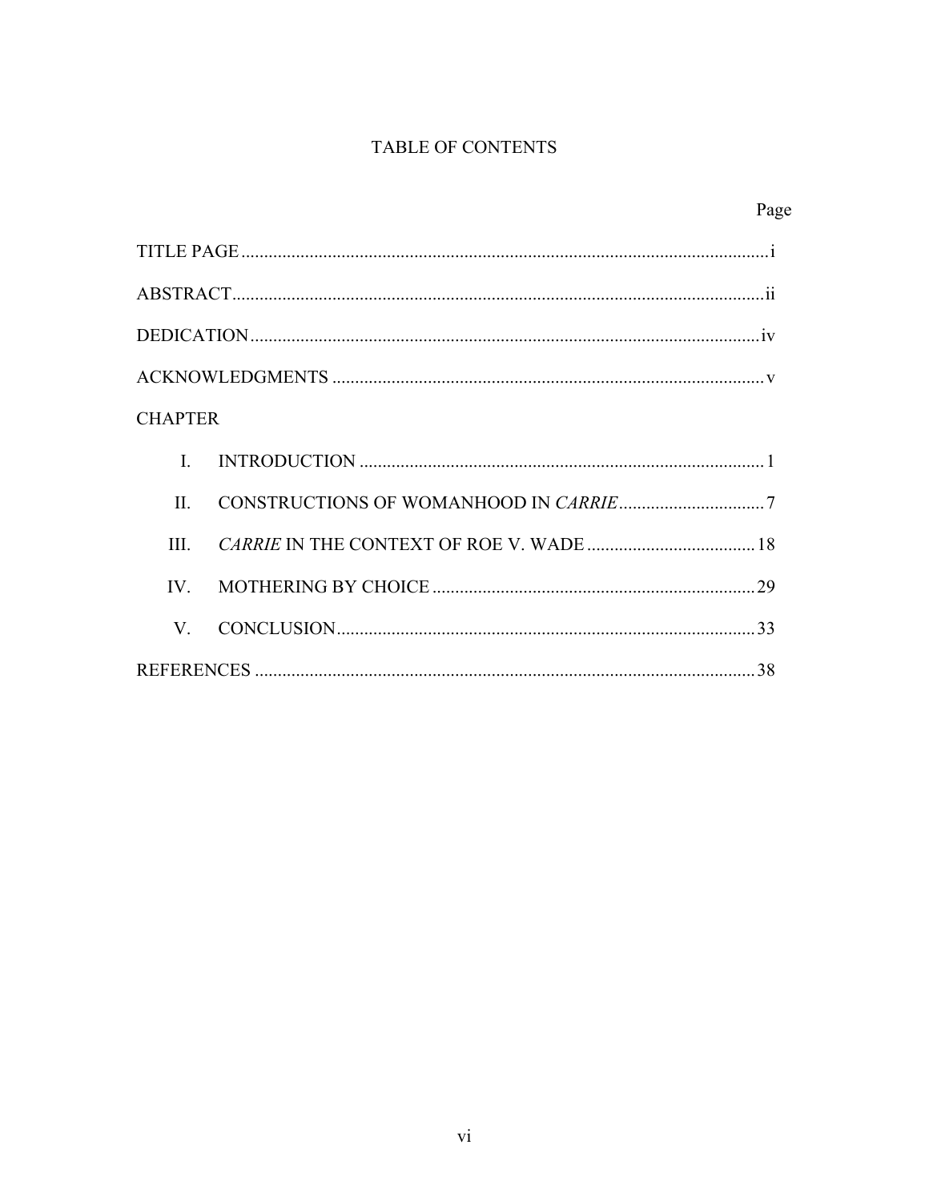# TABLE OF CONTENTS

| | Page |
|---|---|
| TITLE PAGE | i |
| ABSTRACT | ii |
| DEDICATION | iv |
| ACKNOWLEDGMENTS | v |
| CHAPTER | |
| I. INTRODUCTION | 1 |
| II. CONSTRUCTIONS OF WOMANHOOD IN *CARRIE* | 7 |
| III. *CARRIE* IN THE CONTEXT OF ROE V. WADE | 18 |
| IV. MOTHERING BY CHOICE | 29 |
| V. CONCLUSION | 33 |
| REFERENCES | 38 |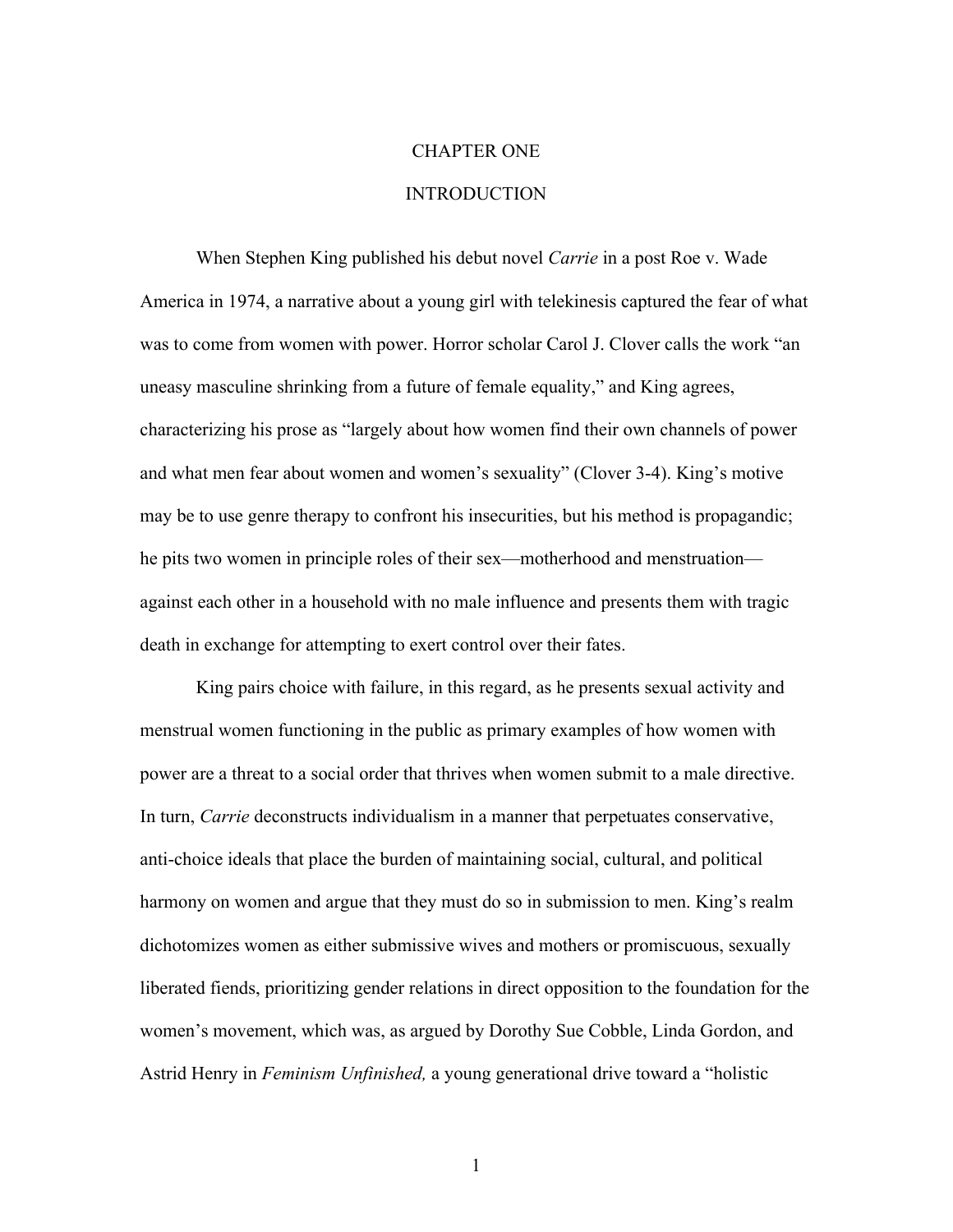# CHAPTER ONE

## INTRODUCTION

When Stephen King published his debut novel *Carrie* in a post Roe v. Wade America in 1974, a narrative about a young girl with telekinesis captured the fear of what was to come from women with power. Horror scholar Carol J. Clover calls the work "an uneasy masculine shrinking from a future of female equality," and King agrees, characterizing his prose as "largely about how women find their own channels of power and what men fear about women and women's sexuality" (Clover 3-4). King's motive may be to use genre therapy to confront his insecurities, but his method is propagandic; he pits two women in principle roles of their sex—motherhood and menstruation—against each other in a household with no male influence and presents them with tragic death in exchange for attempting to exert control over their fates.

King pairs choice with failure, in this regard, as he presents sexual activity and menstrual women functioning in the public as primary examples of how women with power are a threat to a social order that thrives when women submit to a male directive. In turn, *Carrie* deconstructs individualism in a manner that perpetuates conservative, anti-choice ideals that place the burden of maintaining social, cultural, and political harmony on women and argue that they must do so in submission to men. King's realm dichotomizes women as either submissive wives and mothers or promiscuous, sexually liberated fiends, prioritizing gender relations in direct opposition to the foundation for the women's movement, which was, as argued by Dorothy Sue Cobble, Linda Gordon, and Astrid Henry in *Feminism Unfinished,* a young generational drive toward a "holistic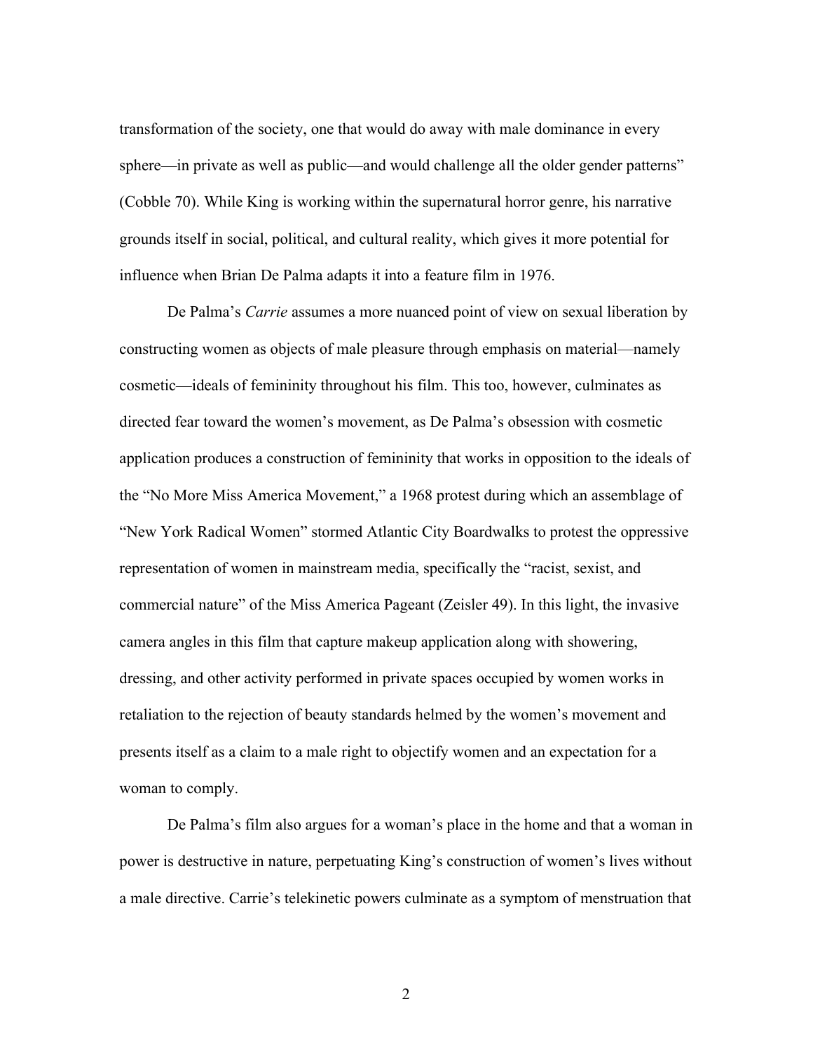transformation of the society, one that would do away with male dominance in every sphere—in private as well as public—and would challenge all the older gender patterns" (Cobble 70). While King is working within the supernatural horror genre, his narrative grounds itself in social, political, and cultural reality, which gives it more potential for influence when Brian De Palma adapts it into a feature film in 1976.

De Palma's *Carrie* assumes a more nuanced point of view on sexual liberation by constructing women as objects of male pleasure through emphasis on material—namely cosmetic—ideals of femininity throughout his film. This too, however, culminates as directed fear toward the women's movement, as De Palma's obsession with cosmetic application produces a construction of femininity that works in opposition to the ideals of the "No More Miss America Movement," a 1968 protest during which an assemblage of "New York Radical Women" stormed Atlantic City Boardwalks to protest the oppressive representation of women in mainstream media, specifically the "racist, sexist, and commercial nature" of the Miss America Pageant (Zeisler 49). In this light, the invasive camera angles in this film that capture makeup application along with showering, dressing, and other activity performed in private spaces occupied by women works in retaliation to the rejection of beauty standards helmed by the women's movement and presents itself as a claim to a male right to objectify women and an expectation for a woman to comply.

De Palma's film also argues for a woman's place in the home and that a woman in power is destructive in nature, perpetuating King's construction of women's lives without a male directive. Carrie's telekinetic powers culminate as a symptom of menstruation that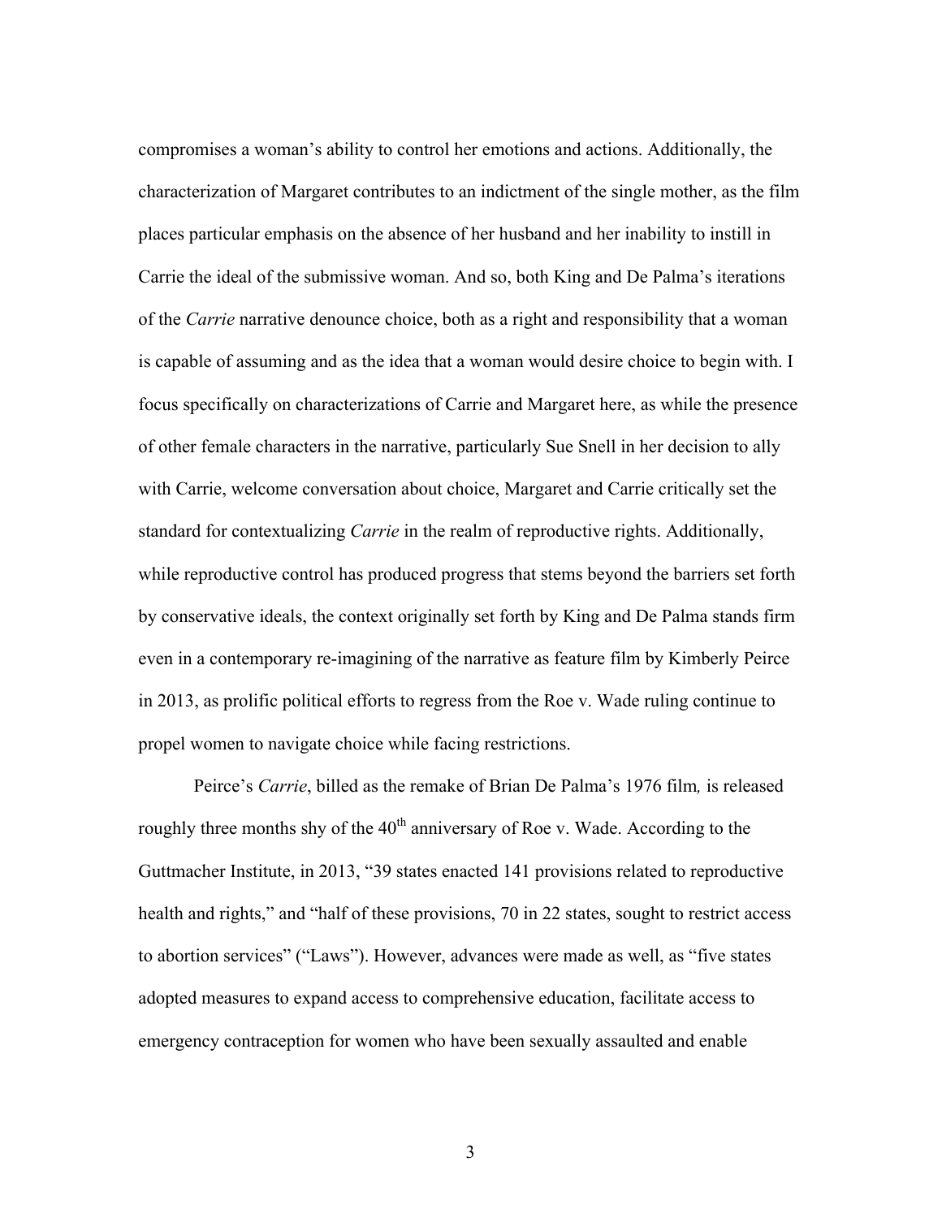compromises a woman's ability to control her emotions and actions. Additionally, the characterization of Margaret contributes to an indictment of the single mother, as the film places particular emphasis on the absence of her husband and her inability to instill in Carrie the ideal of the submissive woman. And so, both King and De Palma's iterations of the *Carrie* narrative denounce choice, both as a right and responsibility that a woman is capable of assuming and as the idea that a woman would desire choice to begin with. I focus specifically on characterizations of Carrie and Margaret here, as while the presence of other female characters in the narrative, particularly Sue Snell in her decision to ally with Carrie, welcome conversation about choice, Margaret and Carrie critically set the standard for contextualizing *Carrie* in the realm of reproductive rights. Additionally, while reproductive control has produced progress that stems beyond the barriers set forth by conservative ideals, the context originally set forth by King and De Palma stands firm even in a contemporary re-imagining of the narrative as feature film by Kimberly Peirce in 2013, as prolific political efforts to regress from the Roe v. Wade ruling continue to propel women to navigate choice while facing restrictions.

Peirce's *Carrie*, billed as the remake of Brian De Palma's 1976 film, is released roughly three months shy of the 40th anniversary of Roe v. Wade. According to the Guttmacher Institute, in 2013, "39 states enacted 141 provisions related to reproductive health and rights," and "half of these provisions, 70 in 22 states, sought to restrict access to abortion services" ("Laws"). However, advances were made as well, as "five states adopted measures to expand access to comprehensive education, facilitate access to emergency contraception for women who have been sexually assaulted and enable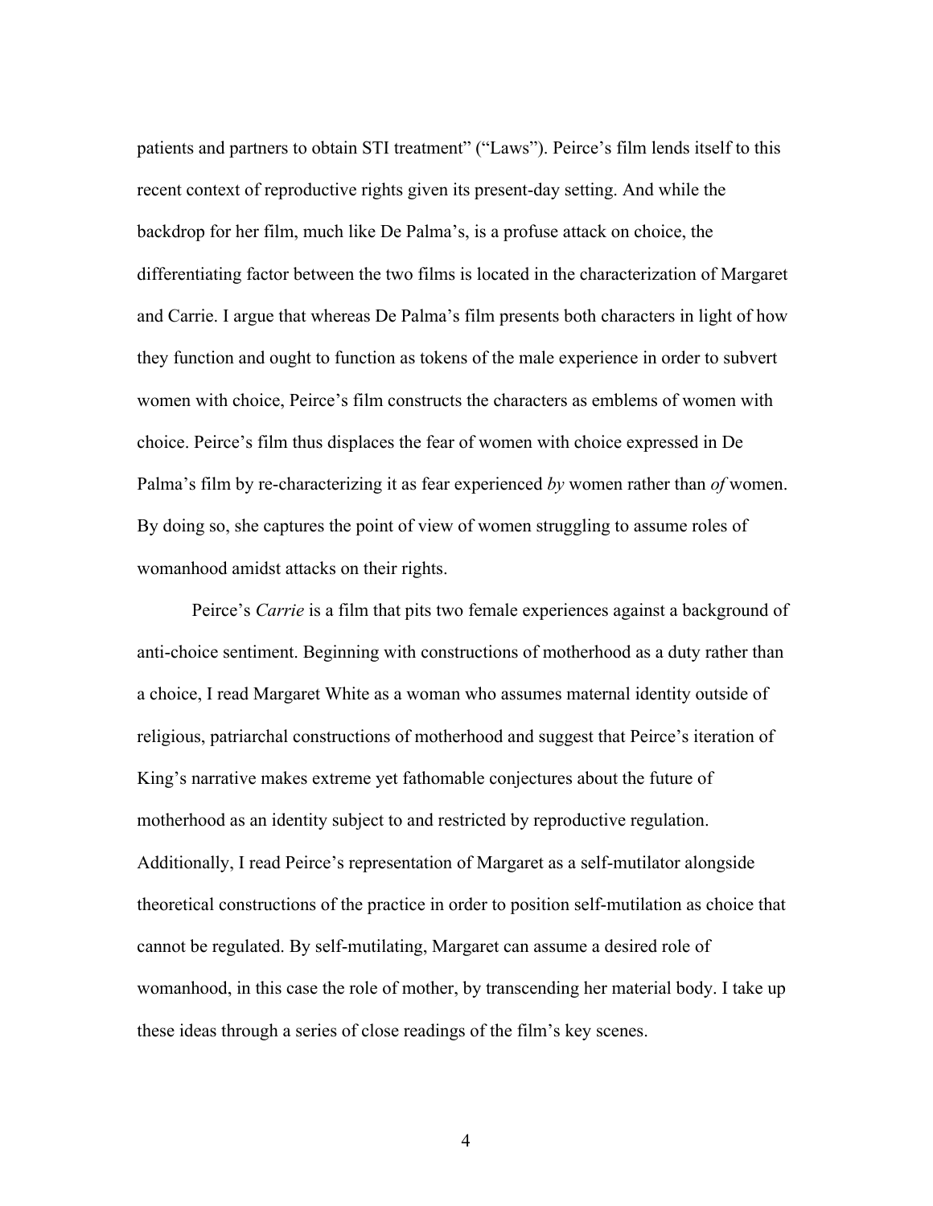patients and partners to obtain STI treatment" ("Laws"). Peirce's film lends itself to this recent context of reproductive rights given its present-day setting. And while the backdrop for her film, much like De Palma's, is a profuse attack on choice, the differentiating factor between the two films is located in the characterization of Margaret and Carrie. I argue that whereas De Palma's film presents both characters in light of how they function and ought to function as tokens of the male experience in order to subvert women with choice, Peirce's film constructs the characters as emblems of women with choice. Peirce's film thus displaces the fear of women with choice expressed in De Palma's film by re-characterizing it as fear experienced *by* women rather than *of* women. By doing so, she captures the point of view of women struggling to assume roles of womanhood amidst attacks on their rights.

Peirce's *Carrie* is a film that pits two female experiences against a background of anti-choice sentiment. Beginning with constructions of motherhood as a duty rather than a choice, I read Margaret White as a woman who assumes maternal identity outside of religious, patriarchal constructions of motherhood and suggest that Peirce's iteration of King's narrative makes extreme yet fathomable conjectures about the future of motherhood as an identity subject to and restricted by reproductive regulation. Additionally, I read Peirce's representation of Margaret as a self-mutilator alongside theoretical constructions of the practice in order to position self-mutilation as choice that cannot be regulated. By self-mutilating, Margaret can assume a desired role of womanhood, in this case the role of mother, by transcending her material body. I take up these ideas through a series of close readings of the film's key scenes.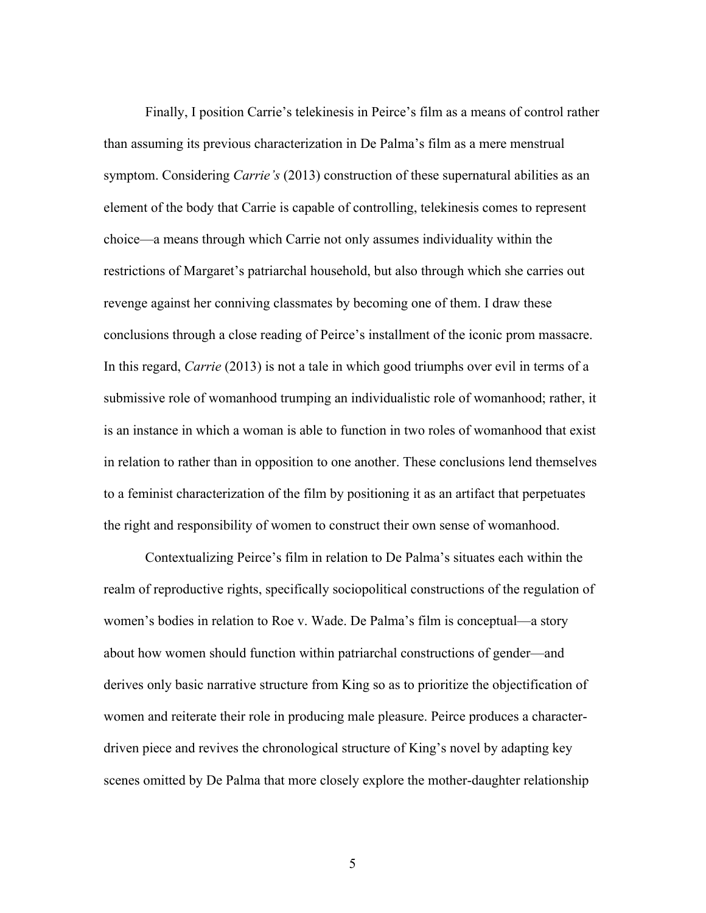Finally, I position Carrie's telekinesis in Peirce's film as a means of control rather than assuming its previous characterization in De Palma's film as a mere menstrual symptom. Considering *Carrie's* (2013) construction of these supernatural abilities as an element of the body that Carrie is capable of controlling, telekinesis comes to represent choice—a means through which Carrie not only assumes individuality within the restrictions of Margaret's patriarchal household, but also through which she carries out revenge against her conniving classmates by becoming one of them. I draw these conclusions through a close reading of Peirce's installment of the iconic prom massacre. In this regard, *Carrie* (2013) is not a tale in which good triumphs over evil in terms of a submissive role of womanhood trumping an individualistic role of womanhood; rather, it is an instance in which a woman is able to function in two roles of womanhood that exist in relation to rather than in opposition to one another. These conclusions lend themselves to a feminist characterization of the film by positioning it as an artifact that perpetuates the right and responsibility of women to construct their own sense of womanhood.

Contextualizing Peirce's film in relation to De Palma's situates each within the realm of reproductive rights, specifically sociopolitical constructions of the regulation of women's bodies in relation to Roe v. Wade. De Palma's film is conceptual—a story about how women should function within patriarchal constructions of gender—and derives only basic narrative structure from King so as to prioritize the objectification of women and reiterate their role in producing male pleasure. Peirce produces a character-driven piece and revives the chronological structure of King's novel by adapting key scenes omitted by De Palma that more closely explore the mother-daughter relationship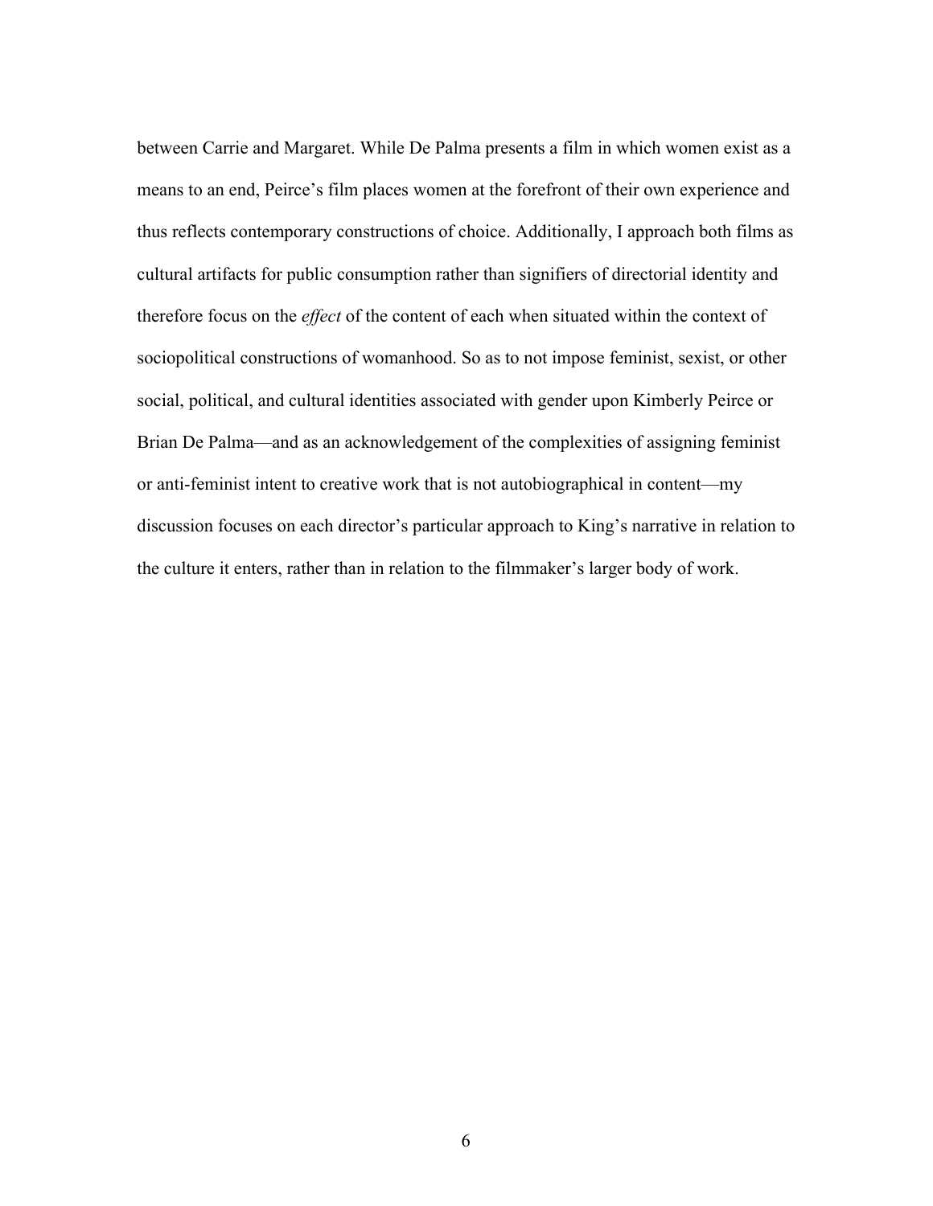between Carrie and Margaret. While De Palma presents a film in which women exist as a means to an end, Peirce's film places women at the forefront of their own experience and thus reflects contemporary constructions of choice. Additionally, I approach both films as cultural artifacts for public consumption rather than signifiers of directorial identity and therefore focus on the *effect* of the content of each when situated within the context of sociopolitical constructions of womanhood. So as to not impose feminist, sexist, or other social, political, and cultural identities associated with gender upon Kimberly Peirce or Brian De Palma—and as an acknowledgement of the complexities of assigning feminist or anti-feminist intent to creative work that is not autobiographical in content—my discussion focuses on each director's particular approach to King's narrative in relation to the culture it enters, rather than in relation to the filmmaker's larger body of work.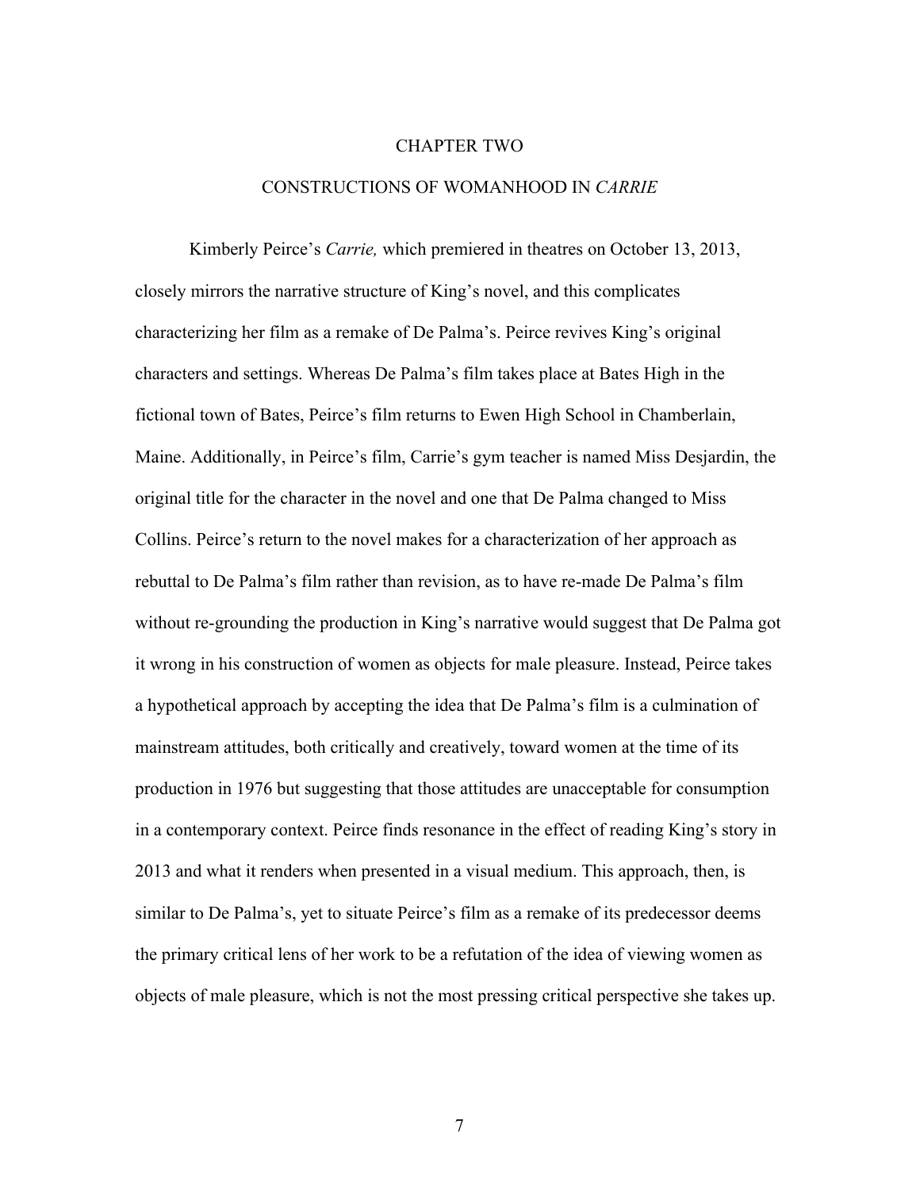# CHAPTER TWO

## CONSTRUCTIONS OF WOMANHOOD IN *CARRIE*

Kimberly Peirce's *Carrie,* which premiered in theatres on October 13, 2013, closely mirrors the narrative structure of King's novel, and this complicates characterizing her film as a remake of De Palma's. Peirce revives King's original characters and settings. Whereas De Palma's film takes place at Bates High in the fictional town of Bates, Peirce's film returns to Ewen High School in Chamberlain, Maine. Additionally, in Peirce's film, Carrie's gym teacher is named Miss Desjardin, the original title for the character in the novel and one that De Palma changed to Miss Collins. Peirce's return to the novel makes for a characterization of her approach as rebuttal to De Palma's film rather than revision, as to have re-made De Palma's film without re-grounding the production in King's narrative would suggest that De Palma got it wrong in his construction of women as objects for male pleasure. Instead, Peirce takes a hypothetical approach by accepting the idea that De Palma's film is a culmination of mainstream attitudes, both critically and creatively, toward women at the time of its production in 1976 but suggesting that those attitudes are unacceptable for consumption in a contemporary context. Peirce finds resonance in the effect of reading King's story in 2013 and what it renders when presented in a visual medium. This approach, then, is similar to De Palma's, yet to situate Peirce's film as a remake of its predecessor deems the primary critical lens of her work to be a refutation of the idea of viewing women as objects of male pleasure, which is not the most pressing critical perspective she takes up.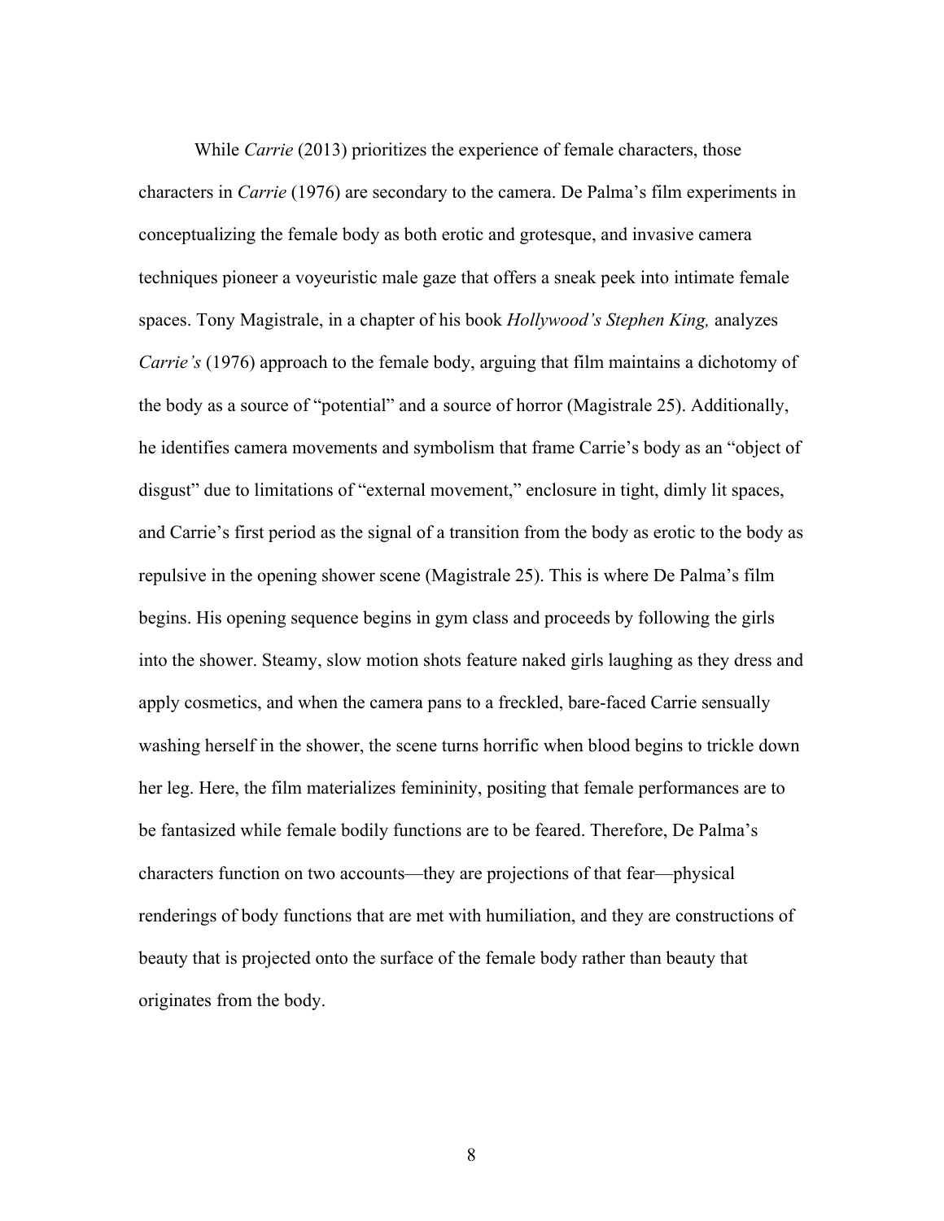While *Carrie* (2013) prioritizes the experience of female characters, those characters in *Carrie* (1976) are secondary to the camera. De Palma's film experiments in conceptualizing the female body as both erotic and grotesque, and invasive camera techniques pioneer a voyeuristic male gaze that offers a sneak peek into intimate female spaces. Tony Magistrale, in a chapter of his book *Hollywood's Stephen King,* analyzes *Carrie's* (1976) approach to the female body, arguing that film maintains a dichotomy of the body as a source of "potential" and a source of horror (Magistrale 25). Additionally, he identifies camera movements and symbolism that frame Carrie's body as an "object of disgust" due to limitations of "external movement," enclosure in tight, dimly lit spaces, and Carrie's first period as the signal of a transition from the body as erotic to the body as repulsive in the opening shower scene (Magistrale 25). This is where De Palma's film begins. His opening sequence begins in gym class and proceeds by following the girls into the shower. Steamy, slow motion shots feature naked girls laughing as they dress and apply cosmetics, and when the camera pans to a freckled, bare-faced Carrie sensually washing herself in the shower, the scene turns horrific when blood begins to trickle down her leg. Here, the film materializes femininity, positing that female performances are to be fantasized while female bodily functions are to be feared. Therefore, De Palma's characters function on two accounts—they are projections of that fear—physical renderings of body functions that are met with humiliation, and they are constructions of beauty that is projected onto the surface of the female body rather than beauty that originates from the body.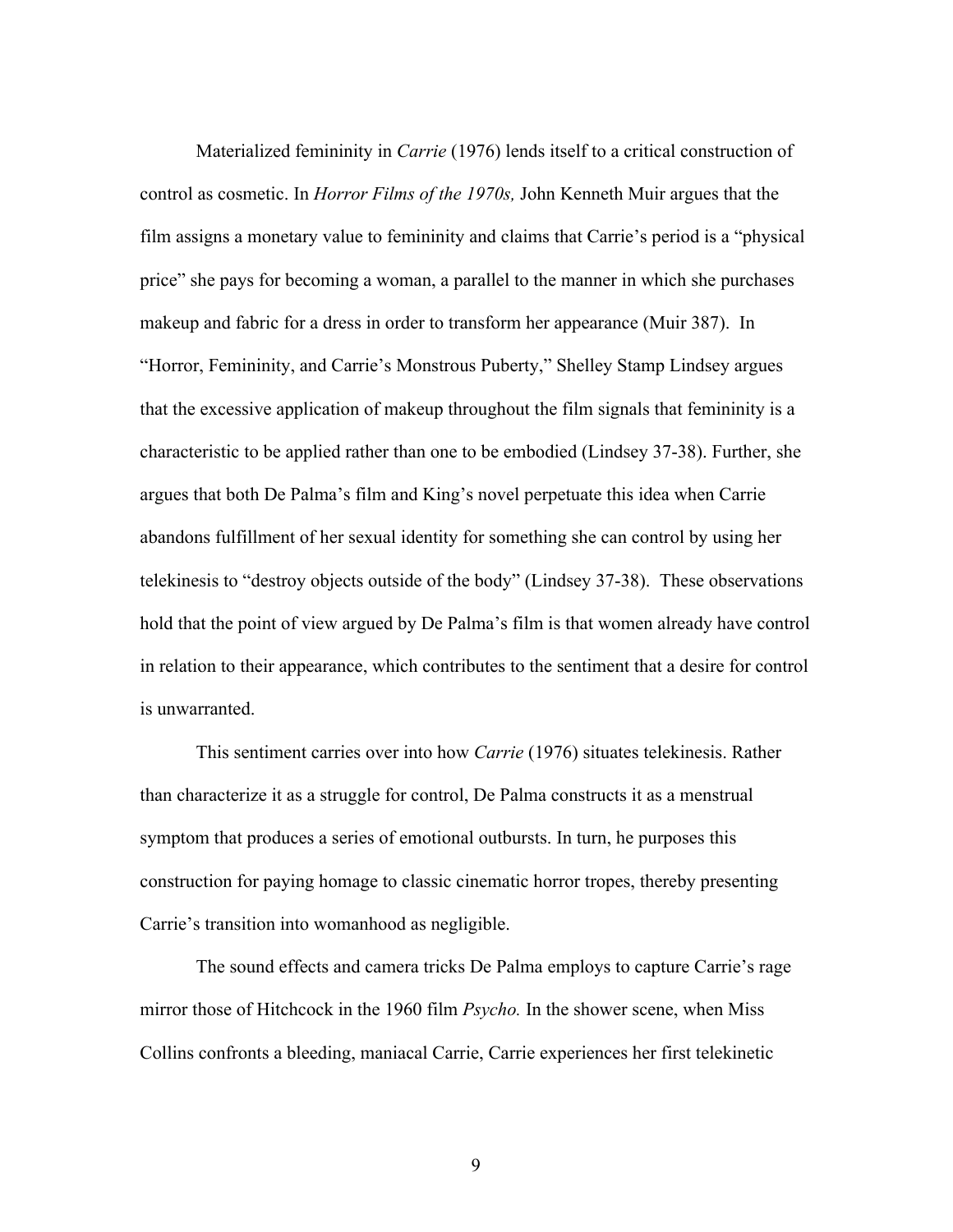Materialized femininity in *Carrie* (1976) lends itself to a critical construction of control as cosmetic. In *Horror Films of the 1970s,* John Kenneth Muir argues that the film assigns a monetary value to femininity and claims that Carrie's period is a "physical price" she pays for becoming a woman, a parallel to the manner in which she purchases makeup and fabric for a dress in order to transform her appearance (Muir 387). In "Horror, Femininity, and Carrie's Monstrous Puberty," Shelley Stamp Lindsey argues that the excessive application of makeup throughout the film signals that femininity is a characteristic to be applied rather than one to be embodied (Lindsey 37-38). Further, she argues that both De Palma's film and King's novel perpetuate this idea when Carrie abandons fulfillment of her sexual identity for something she can control by using her telekinesis to "destroy objects outside of the body" (Lindsey 37-38). These observations hold that the point of view argued by De Palma's film is that women already have control in relation to their appearance, which contributes to the sentiment that a desire for control is unwarranted.

This sentiment carries over into how *Carrie* (1976) situates telekinesis. Rather than characterize it as a struggle for control, De Palma constructs it as a menstrual symptom that produces a series of emotional outbursts. In turn, he purposes this construction for paying homage to classic cinematic horror tropes, thereby presenting Carrie's transition into womanhood as negligible.

The sound effects and camera tricks De Palma employs to capture Carrie's rage mirror those of Hitchcock in the 1960 film *Psycho.* In the shower scene, when Miss Collins confronts a bleeding, maniacal Carrie, Carrie experiences her first telekinetic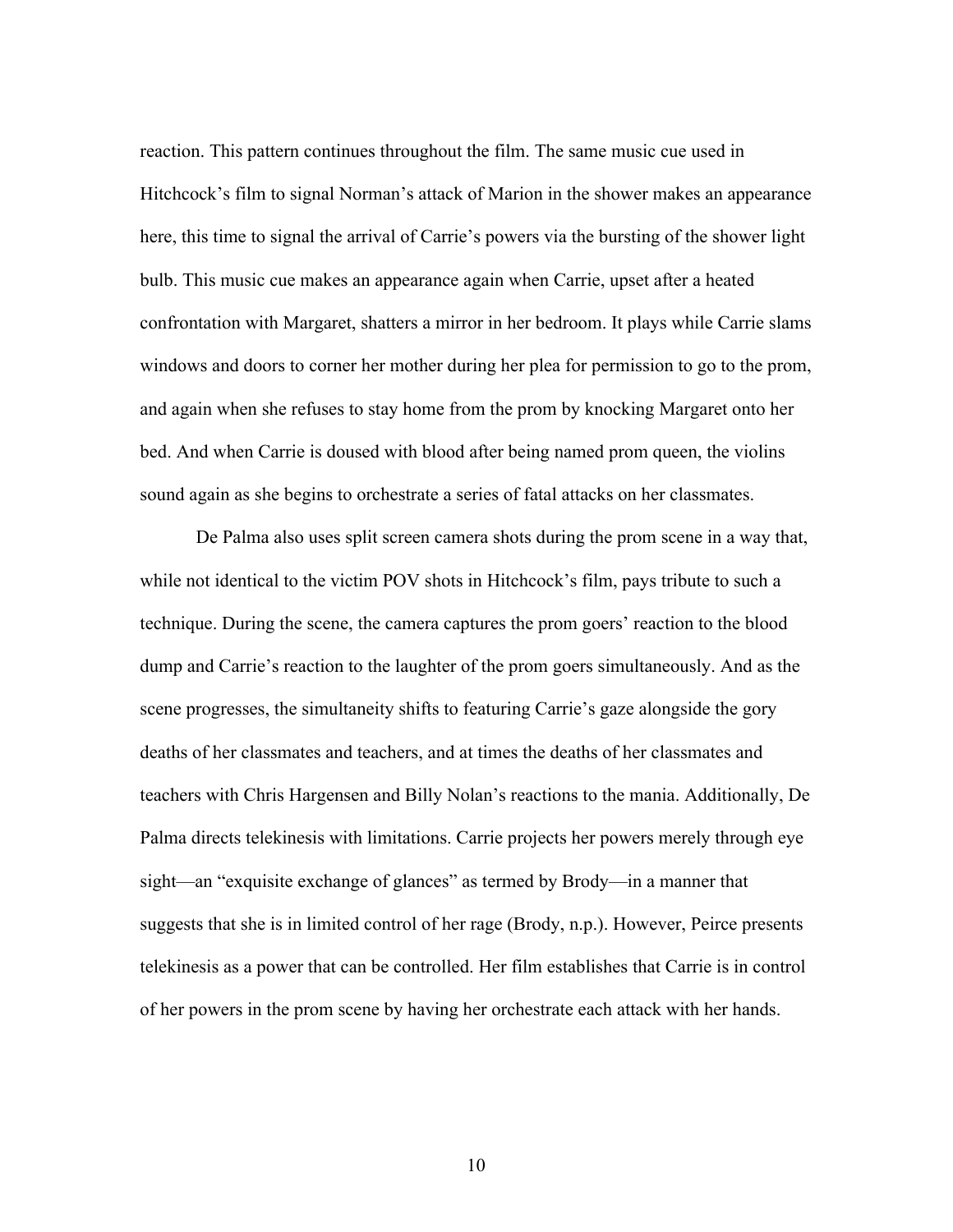reaction. This pattern continues throughout the film. The same music cue used in Hitchcock's film to signal Norman's attack of Marion in the shower makes an appearance here, this time to signal the arrival of Carrie's powers via the bursting of the shower light bulb. This music cue makes an appearance again when Carrie, upset after a heated confrontation with Margaret, shatters a mirror in her bedroom. It plays while Carrie slams windows and doors to corner her mother during her plea for permission to go to the prom, and again when she refuses to stay home from the prom by knocking Margaret onto her bed. And when Carrie is doused with blood after being named prom queen, the violins sound again as she begins to orchestrate a series of fatal attacks on her classmates.

De Palma also uses split screen camera shots during the prom scene in a way that, while not identical to the victim POV shots in Hitchcock's film, pays tribute to such a technique. During the scene, the camera captures the prom goers' reaction to the blood dump and Carrie's reaction to the laughter of the prom goers simultaneously. And as the scene progresses, the simultaneity shifts to featuring Carrie's gaze alongside the gory deaths of her classmates and teachers, and at times the deaths of her classmates and teachers with Chris Hargensen and Billy Nolan's reactions to the mania. Additionally, De Palma directs telekinesis with limitations. Carrie projects her powers merely through eye sight—an "exquisite exchange of glances" as termed by Brody—in a manner that suggests that she is in limited control of her rage (Brody, n.p.). However, Peirce presents telekinesis as a power that can be controlled. Her film establishes that Carrie is in control of her powers in the prom scene by having her orchestrate each attack with her hands.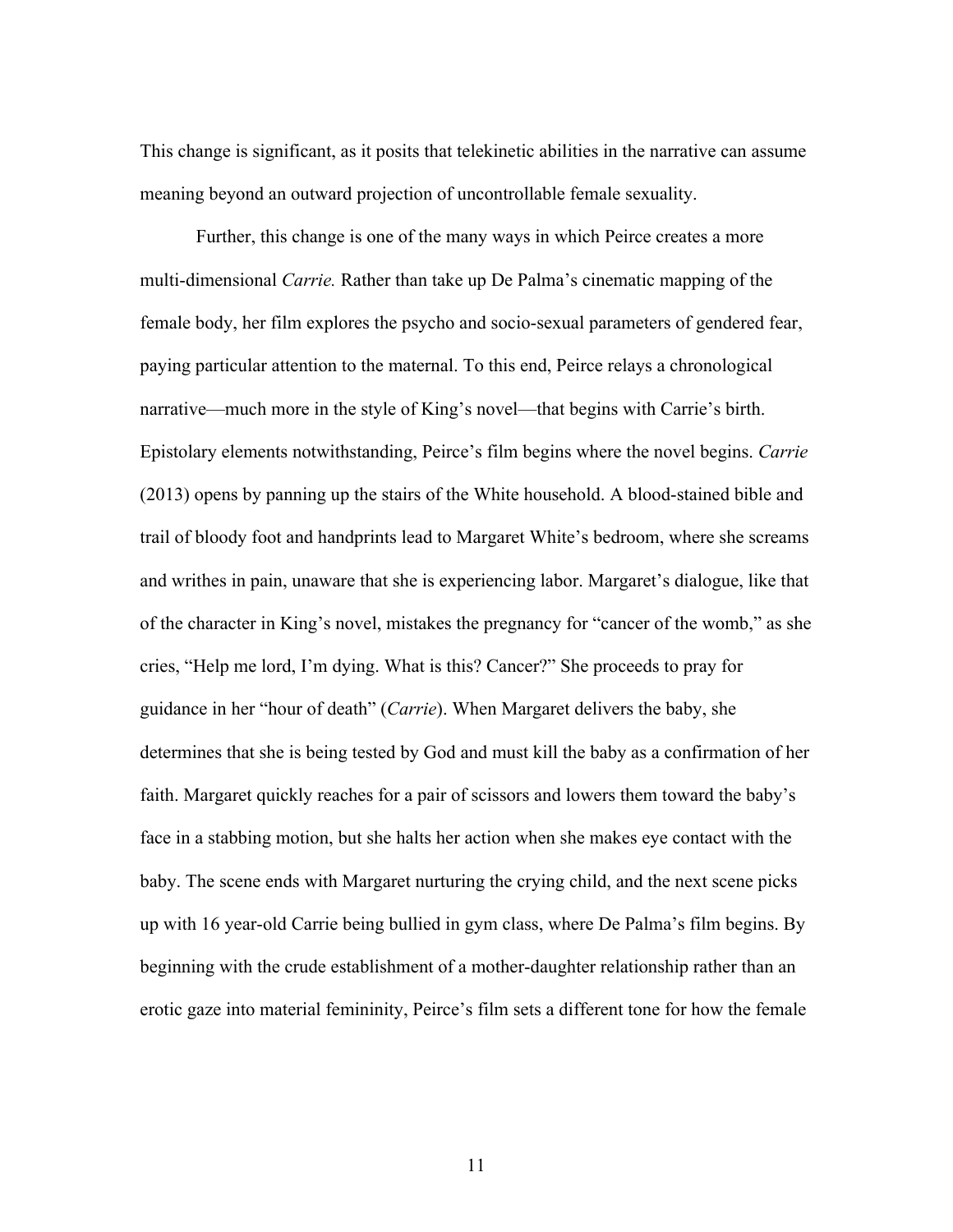This change is significant, as it posits that telekinetic abilities in the narrative can assume meaning beyond an outward projection of uncontrollable female sexuality.

Further, this change is one of the many ways in which Peirce creates a more multi-dimensional *Carrie.* Rather than take up De Palma's cinematic mapping of the female body, her film explores the psycho and socio-sexual parameters of gendered fear, paying particular attention to the maternal. To this end, Peirce relays a chronological narrative—much more in the style of King's novel—that begins with Carrie's birth. Epistolary elements notwithstanding, Peirce's film begins where the novel begins. *Carrie* (2013) opens by panning up the stairs of the White household. A blood-stained bible and trail of bloody foot and handprints lead to Margaret White's bedroom, where she screams and writhes in pain, unaware that she is experiencing labor. Margaret's dialogue, like that of the character in King's novel, mistakes the pregnancy for "cancer of the womb," as she cries, "Help me lord, I'm dying. What is this? Cancer?" She proceeds to pray for guidance in her "hour of death" (*Carrie*). When Margaret delivers the baby, she determines that she is being tested by God and must kill the baby as a confirmation of her faith. Margaret quickly reaches for a pair of scissors and lowers them toward the baby's face in a stabbing motion, but she halts her action when she makes eye contact with the baby. The scene ends with Margaret nurturing the crying child, and the next scene picks up with 16 year-old Carrie being bullied in gym class, where De Palma's film begins. By beginning with the crude establishment of a mother-daughter relationship rather than an erotic gaze into material femininity, Peirce's film sets a different tone for how the female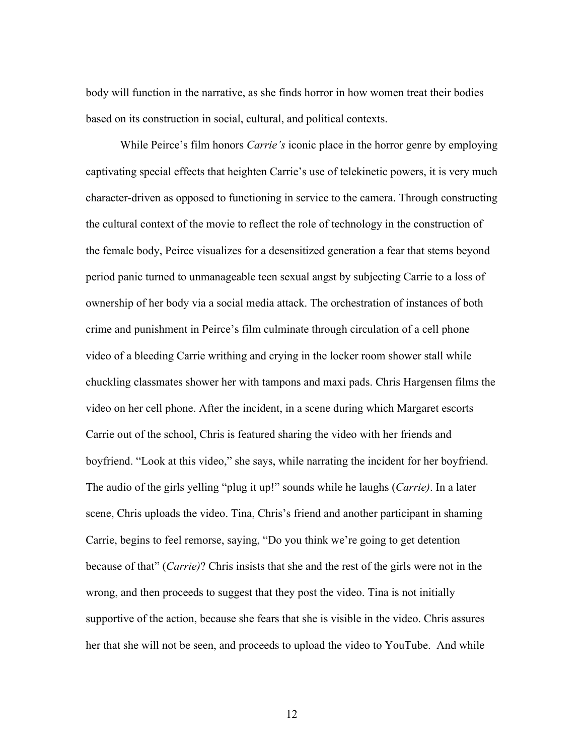body will function in the narrative, as she finds horror in how women treat their bodies based on its construction in social, cultural, and political contexts.

While Peirce's film honors *Carrie's* iconic place in the horror genre by employing captivating special effects that heighten Carrie's use of telekinetic powers, it is very much character-driven as opposed to functioning in service to the camera. Through constructing the cultural context of the movie to reflect the role of technology in the construction of the female body, Peirce visualizes for a desensitized generation a fear that stems beyond period panic turned to unmanageable teen sexual angst by subjecting Carrie to a loss of ownership of her body via a social media attack. The orchestration of instances of both crime and punishment in Peirce's film culminate through circulation of a cell phone video of a bleeding Carrie writhing and crying in the locker room shower stall while chuckling classmates shower her with tampons and maxi pads. Chris Hargensen films the video on her cell phone. After the incident, in a scene during which Margaret escorts Carrie out of the school, Chris is featured sharing the video with her friends and boyfriend. "Look at this video," she says, while narrating the incident for her boyfriend. The audio of the girls yelling "plug it up!" sounds while he laughs (*Carrie)*. In a later scene, Chris uploads the video. Tina, Chris's friend and another participant in shaming Carrie, begins to feel remorse, saying, "Do you think we're going to get detention because of that" (*Carrie)*? Chris insists that she and the rest of the girls were not in the wrong, and then proceeds to suggest that they post the video. Tina is not initially supportive of the action, because she fears that she is visible in the video. Chris assures her that she will not be seen, and proceeds to upload the video to YouTube. And while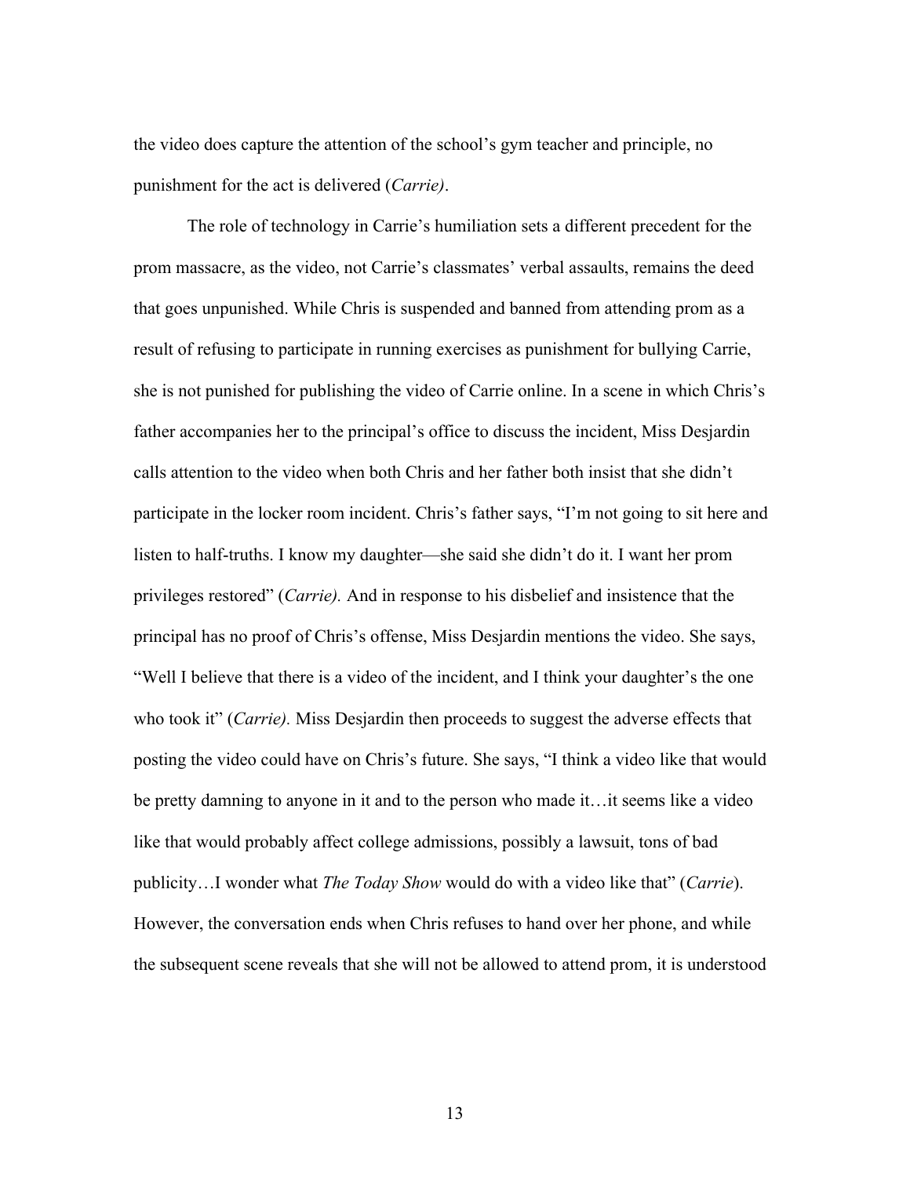the video does capture the attention of the school's gym teacher and principle, no punishment for the act is delivered (*Carrie)*.

The role of technology in Carrie's humiliation sets a different precedent for the prom massacre, as the video, not Carrie's classmates' verbal assaults, remains the deed that goes unpunished. While Chris is suspended and banned from attending prom as a result of refusing to participate in running exercises as punishment for bullying Carrie, she is not punished for publishing the video of Carrie online. In a scene in which Chris's father accompanies her to the principal's office to discuss the incident, Miss Desjardin calls attention to the video when both Chris and her father both insist that she didn't participate in the locker room incident. Chris's father says, "I'm not going to sit here and listen to half-truths. I know my daughter—she said she didn't do it. I want her prom privileges restored" (*Carrie).* And in response to his disbelief and insistence that the principal has no proof of Chris's offense, Miss Desjardin mentions the video. She says, "Well I believe that there is a video of the incident, and I think your daughter's the one who took it" (*Carrie).* Miss Desjardin then proceeds to suggest the adverse effects that posting the video could have on Chris's future. She says, "I think a video like that would be pretty damning to anyone in it and to the person who made it…it seems like a video like that would probably affect college admissions, possibly a lawsuit, tons of bad publicity…I wonder what *The Today Show* would do with a video like that" (*Carrie*). However, the conversation ends when Chris refuses to hand over her phone, and while the subsequent scene reveals that she will not be allowed to attend prom, it is understood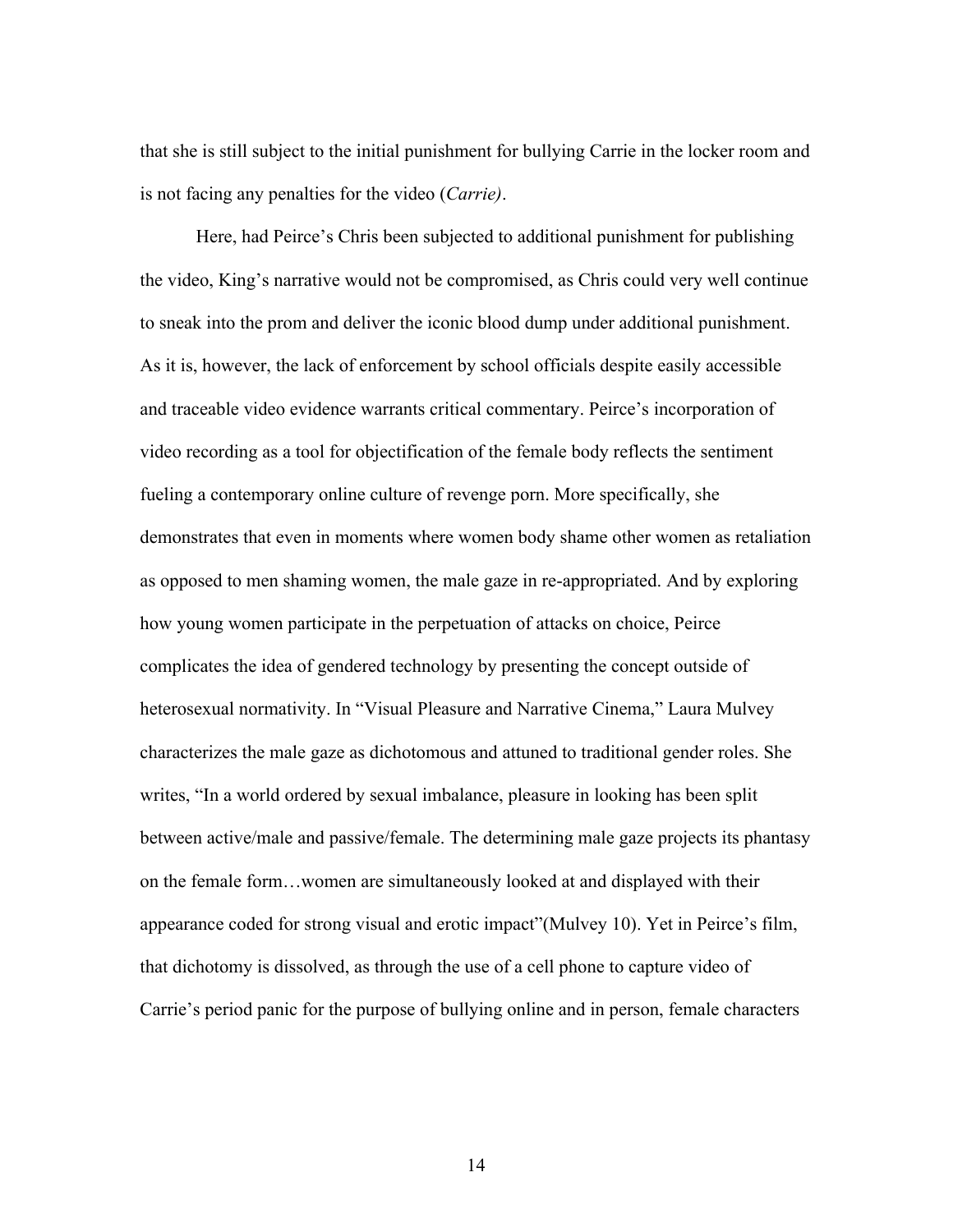that she is still subject to the initial punishment for bullying Carrie in the locker room and is not facing any penalties for the video (*Carrie)*.

Here, had Peirce's Chris been subjected to additional punishment for publishing the video, King's narrative would not be compromised, as Chris could very well continue to sneak into the prom and deliver the iconic blood dump under additional punishment. As it is, however, the lack of enforcement by school officials despite easily accessible and traceable video evidence warrants critical commentary. Peirce's incorporation of video recording as a tool for objectification of the female body reflects the sentiment fueling a contemporary online culture of revenge porn. More specifically, she demonstrates that even in moments where women body shame other women as retaliation as opposed to men shaming women, the male gaze in re-appropriated. And by exploring how young women participate in the perpetuation of attacks on choice, Peirce complicates the idea of gendered technology by presenting the concept outside of heterosexual normativity. In "Visual Pleasure and Narrative Cinema," Laura Mulvey characterizes the male gaze as dichotomous and attuned to traditional gender roles. She writes, "In a world ordered by sexual imbalance, pleasure in looking has been split between active/male and passive/female. The determining male gaze projects its phantasy on the female form…women are simultaneously looked at and displayed with their appearance coded for strong visual and erotic impact"(Mulvey 10). Yet in Peirce's film, that dichotomy is dissolved, as through the use of a cell phone to capture video of Carrie's period panic for the purpose of bullying online and in person, female characters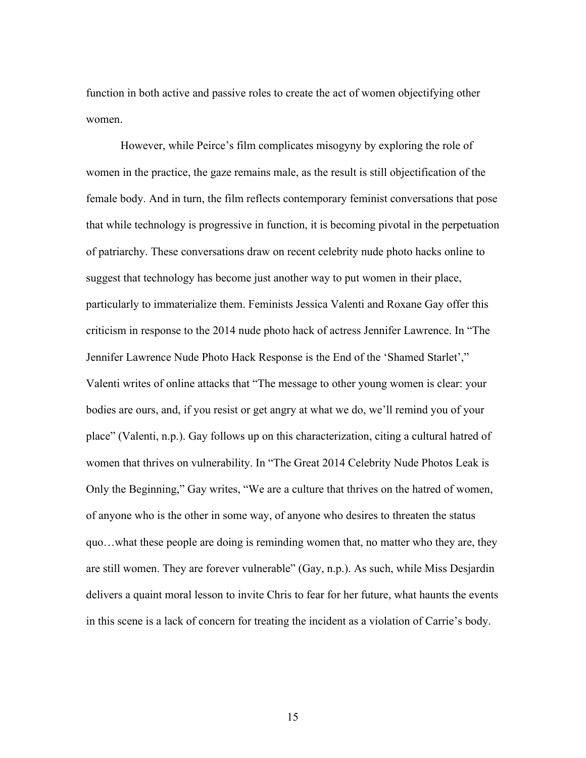function in both active and passive roles to create the act of women objectifying other women.

However, while Peirce's film complicates misogyny by exploring the role of women in the practice, the gaze remains male, as the result is still objectification of the female body. And in turn, the film reflects contemporary feminist conversations that pose that while technology is progressive in function, it is becoming pivotal in the perpetuation of patriarchy. These conversations draw on recent celebrity nude photo hacks online to suggest that technology has become just another way to put women in their place, particularly to immaterialize them. Feminists Jessica Valenti and Roxane Gay offer this criticism in response to the 2014 nude photo hack of actress Jennifer Lawrence. In "The Jennifer Lawrence Nude Photo Hack Response is the End of the 'Shamed Starlet'," Valenti writes of online attacks that "The message to other young women is clear: your bodies are ours, and, if you resist or get angry at what we do, we'll remind you of your place" (Valenti, n.p.). Gay follows up on this characterization, citing a cultural hatred of women that thrives on vulnerability. In "The Great 2014 Celebrity Nude Photos Leak is Only the Beginning," Gay writes, "We are a culture that thrives on the hatred of women, of anyone who is the other in some way, of anyone who desires to threaten the status quo…what these people are doing is reminding women that, no matter who they are, they are still women. They are forever vulnerable" (Gay, n.p.). As such, while Miss Desjardin delivers a quaint moral lesson to invite Chris to fear for her future, what haunts the events in this scene is a lack of concern for treating the incident as a violation of Carrie's body.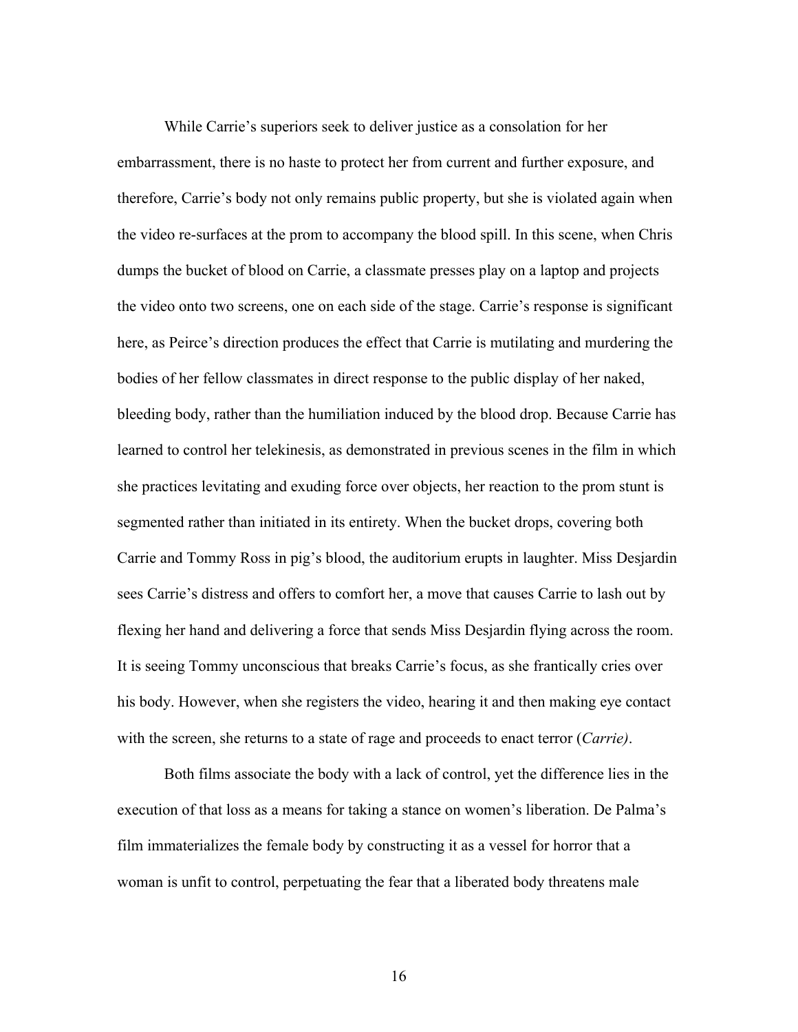While Carrie's superiors seek to deliver justice as a consolation for her embarrassment, there is no haste to protect her from current and further exposure, and therefore, Carrie's body not only remains public property, but she is violated again when the video re-surfaces at the prom to accompany the blood spill. In this scene, when Chris dumps the bucket of blood on Carrie, a classmate presses play on a laptop and projects the video onto two screens, one on each side of the stage. Carrie's response is significant here, as Peirce's direction produces the effect that Carrie is mutilating and murdering the bodies of her fellow classmates in direct response to the public display of her naked, bleeding body, rather than the humiliation induced by the blood drop. Because Carrie has learned to control her telekinesis, as demonstrated in previous scenes in the film in which she practices levitating and exuding force over objects, her reaction to the prom stunt is segmented rather than initiated in its entirety. When the bucket drops, covering both Carrie and Tommy Ross in pig's blood, the auditorium erupts in laughter. Miss Desjardin sees Carrie's distress and offers to comfort her, a move that causes Carrie to lash out by flexing her hand and delivering a force that sends Miss Desjardin flying across the room. It is seeing Tommy unconscious that breaks Carrie's focus, as she frantically cries over his body. However, when she registers the video, hearing it and then making eye contact with the screen, she returns to a state of rage and proceeds to enact terror (*Carrie)*.

Both films associate the body with a lack of control, yet the difference lies in the execution of that loss as a means for taking a stance on women's liberation. De Palma's film immaterializes the female body by constructing it as a vessel for horror that a woman is unfit to control, perpetuating the fear that a liberated body threatens male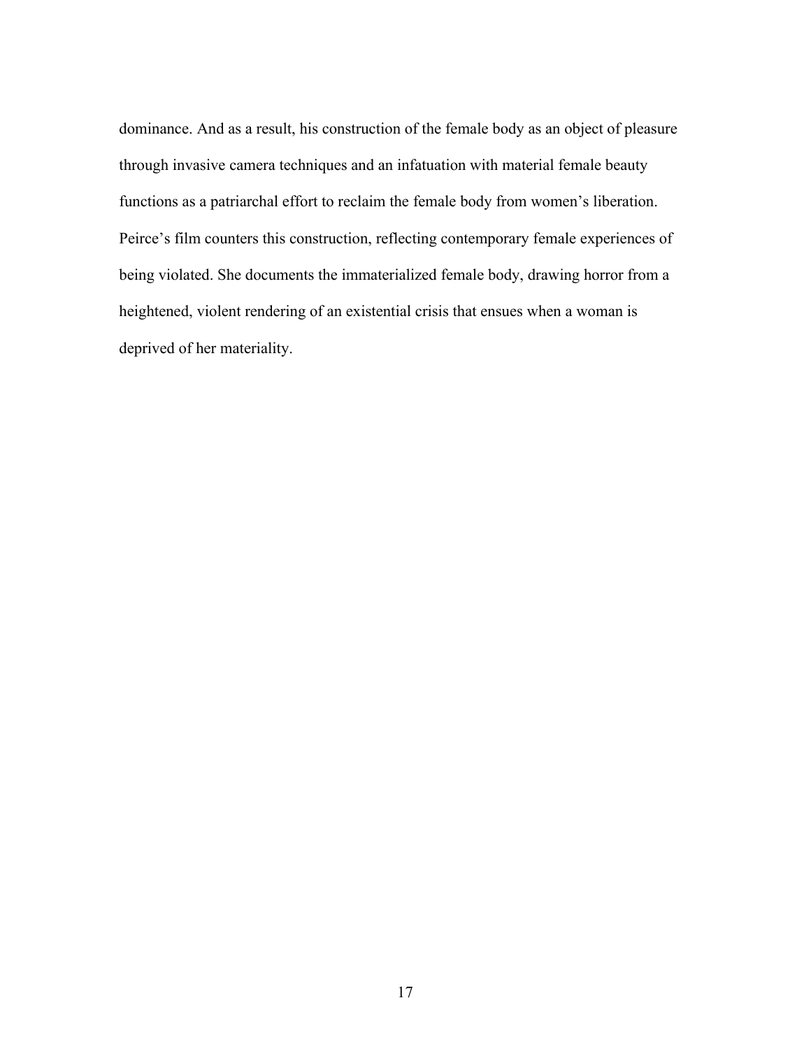dominance. And as a result, his construction of the female body as an object of pleasure through invasive camera techniques and an infatuation with material female beauty functions as a patriarchal effort to reclaim the female body from women's liberation. Peirce's film counters this construction, reflecting contemporary female experiences of being violated. She documents the immaterialized female body, drawing horror from a heightened, violent rendering of an existential crisis that ensues when a woman is deprived of her materiality.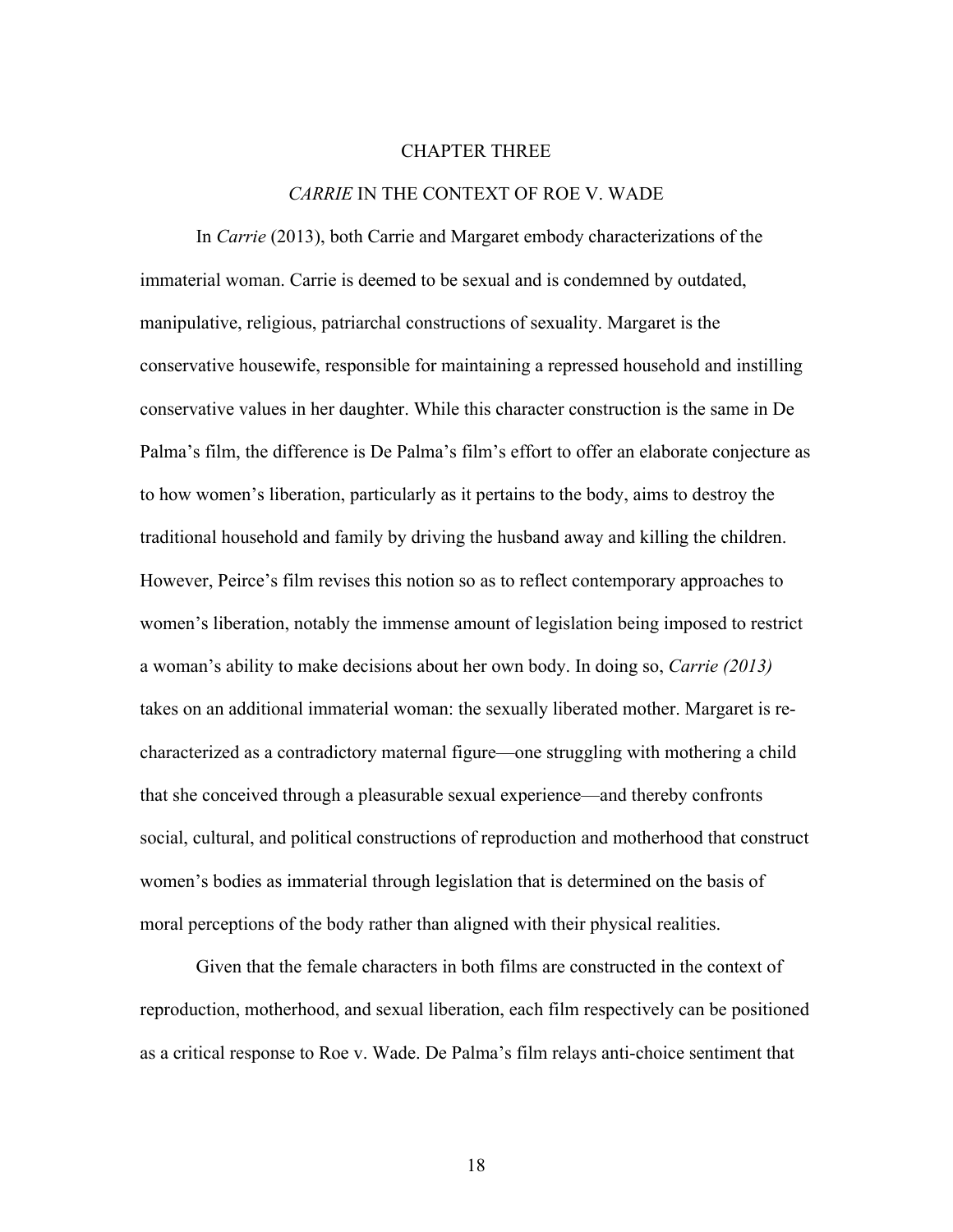# CHAPTER THREE

## *CARRIE* IN THE CONTEXT OF ROE V. WADE

In *Carrie* (2013), both Carrie and Margaret embody characterizations of the immaterial woman. Carrie is deemed to be sexual and is condemned by outdated, manipulative, religious, patriarchal constructions of sexuality. Margaret is the conservative housewife, responsible for maintaining a repressed household and instilling conservative values in her daughter. While this character construction is the same in De Palma's film, the difference is De Palma's film's effort to offer an elaborate conjecture as to how women's liberation, particularly as it pertains to the body, aims to destroy the traditional household and family by driving the husband away and killing the children. However, Peirce's film revises this notion so as to reflect contemporary approaches to women's liberation, notably the immense amount of legislation being imposed to restrict a woman's ability to make decisions about her own body. In doing so, *Carrie (2013)* takes on an additional immaterial woman: the sexually liberated mother. Margaret is re-characterized as a contradictory maternal figure—one struggling with mothering a child that she conceived through a pleasurable sexual experience—and thereby confronts social, cultural, and political constructions of reproduction and motherhood that construct women's bodies as immaterial through legislation that is determined on the basis of moral perceptions of the body rather than aligned with their physical realities.

Given that the female characters in both films are constructed in the context of reproduction, motherhood, and sexual liberation, each film respectively can be positioned as a critical response to Roe v. Wade. De Palma's film relays anti-choice sentiment that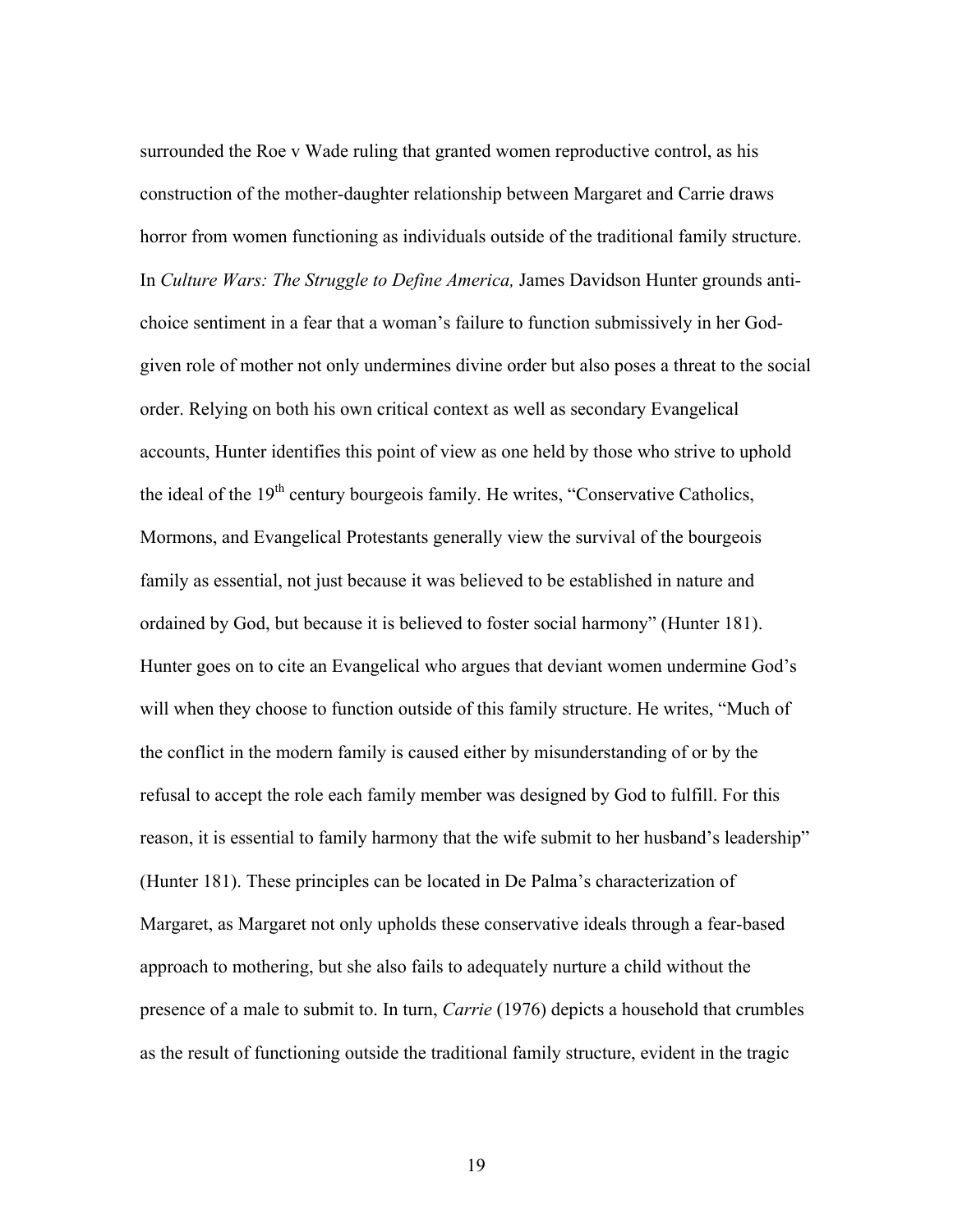surrounded the Roe v Wade ruling that granted women reproductive control, as his construction of the mother-daughter relationship between Margaret and Carrie draws horror from women functioning as individuals outside of the traditional family structure. In *Culture Wars: The Struggle to Define America,* James Davidson Hunter grounds anti-choice sentiment in a fear that a woman's failure to function submissively in her God-given role of mother not only undermines divine order but also poses a threat to the social order. Relying on both his own critical context as well as secondary Evangelical accounts, Hunter identifies this point of view as one held by those who strive to uphold the ideal of the 19th century bourgeois family. He writes, "Conservative Catholics, Mormons, and Evangelical Protestants generally view the survival of the bourgeois family as essential, not just because it was believed to be established in nature and ordained by God, but because it is believed to foster social harmony" (Hunter 181). Hunter goes on to cite an Evangelical who argues that deviant women undermine God's will when they choose to function outside of this family structure. He writes, "Much of the conflict in the modern family is caused either by misunderstanding of or by the refusal to accept the role each family member was designed by God to fulfill. For this reason, it is essential to family harmony that the wife submit to her husband's leadership" (Hunter 181). These principles can be located in De Palma's characterization of Margaret, as Margaret not only upholds these conservative ideals through a fear-based approach to mothering, but she also fails to adequately nurture a child without the presence of a male to submit to. In turn, *Carrie* (1976) depicts a household that crumbles as the result of functioning outside the traditional family structure, evident in the tragic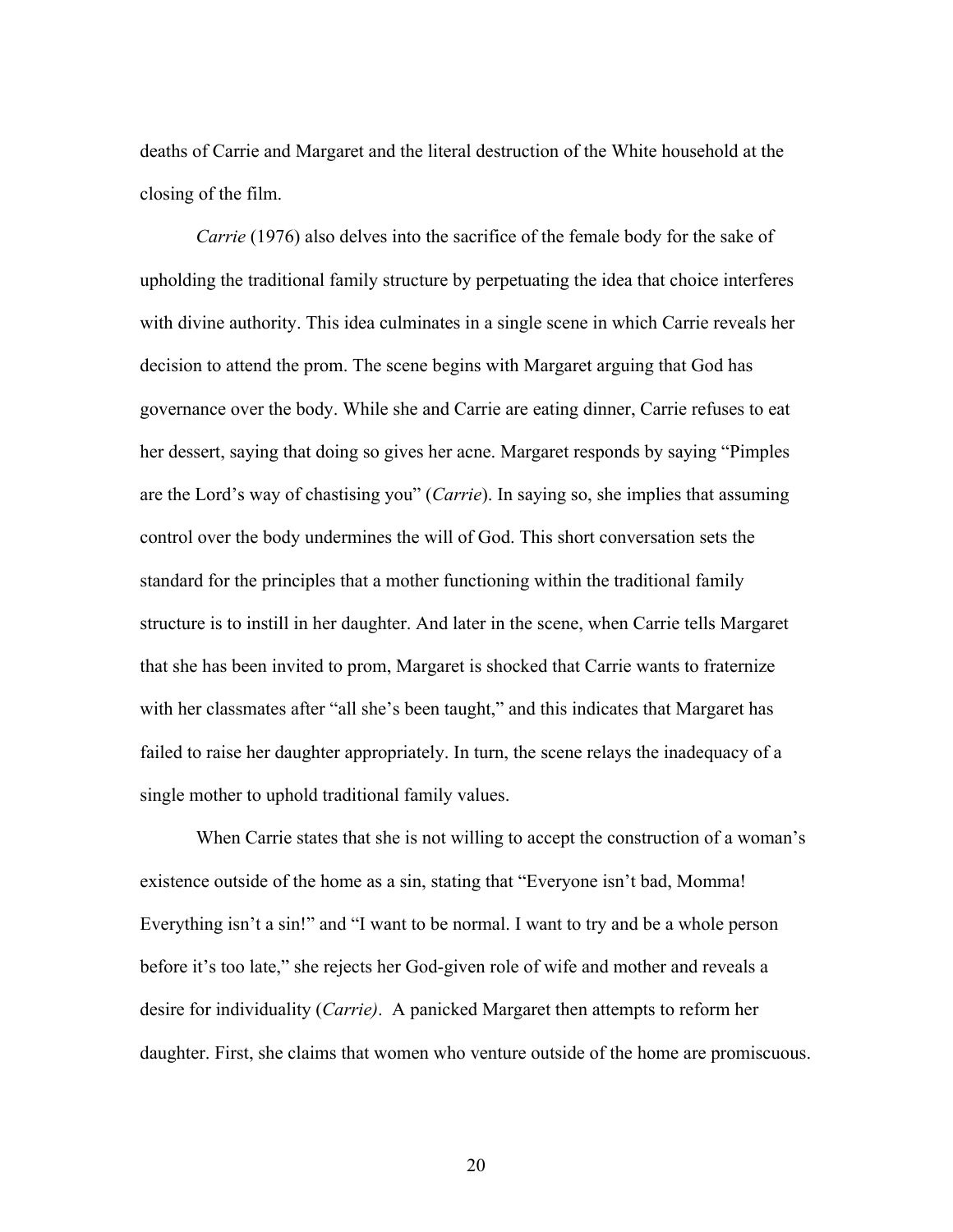deaths of Carrie and Margaret and the literal destruction of the White household at the closing of the film.

*Carrie* (1976) also delves into the sacrifice of the female body for the sake of upholding the traditional family structure by perpetuating the idea that choice interferes with divine authority. This idea culminates in a single scene in which Carrie reveals her decision to attend the prom. The scene begins with Margaret arguing that God has governance over the body. While she and Carrie are eating dinner, Carrie refuses to eat her dessert, saying that doing so gives her acne. Margaret responds by saying "Pimples are the Lord's way of chastising you" (*Carrie*). In saying so, she implies that assuming control over the body undermines the will of God. This short conversation sets the standard for the principles that a mother functioning within the traditional family structure is to instill in her daughter. And later in the scene, when Carrie tells Margaret that she has been invited to prom, Margaret is shocked that Carrie wants to fraternize with her classmates after "all she's been taught," and this indicates that Margaret has failed to raise her daughter appropriately. In turn, the scene relays the inadequacy of a single mother to uphold traditional family values.

When Carrie states that she is not willing to accept the construction of a woman's existence outside of the home as a sin, stating that "Everyone isn't bad, Momma! Everything isn't a sin!" and "I want to be normal. I want to try and be a whole person before it's too late," she rejects her God-given role of wife and mother and reveals a desire for individuality (*Carrie)*. A panicked Margaret then attempts to reform her daughter. First, she claims that women who venture outside of the home are promiscuous.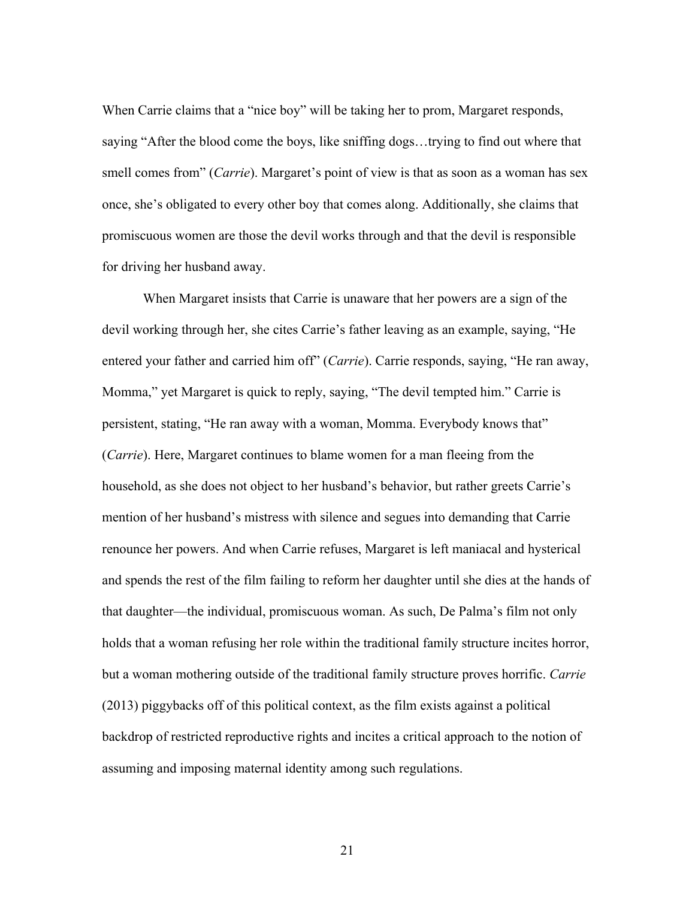When Carrie claims that a "nice boy" will be taking her to prom, Margaret responds, saying "After the blood come the boys, like sniffing dogs…trying to find out where that smell comes from" (*Carrie*). Margaret's point of view is that as soon as a woman has sex once, she's obligated to every other boy that comes along. Additionally, she claims that promiscuous women are those the devil works through and that the devil is responsible for driving her husband away.

When Margaret insists that Carrie is unaware that her powers are a sign of the devil working through her, she cites Carrie's father leaving as an example, saying, "He entered your father and carried him off" (*Carrie*). Carrie responds, saying, "He ran away, Momma," yet Margaret is quick to reply, saying, "The devil tempted him." Carrie is persistent, stating, "He ran away with a woman, Momma. Everybody knows that" (*Carrie*). Here, Margaret continues to blame women for a man fleeing from the household, as she does not object to her husband's behavior, but rather greets Carrie's mention of her husband's mistress with silence and segues into demanding that Carrie renounce her powers. And when Carrie refuses, Margaret is left maniacal and hysterical and spends the rest of the film failing to reform her daughter until she dies at the hands of that daughter—the individual, promiscuous woman. As such, De Palma's film not only holds that a woman refusing her role within the traditional family structure incites horror, but a woman mothering outside of the traditional family structure proves horrific. *Carrie* (2013) piggybacks off of this political context, as the film exists against a political backdrop of restricted reproductive rights and incites a critical approach to the notion of assuming and imposing maternal identity among such regulations.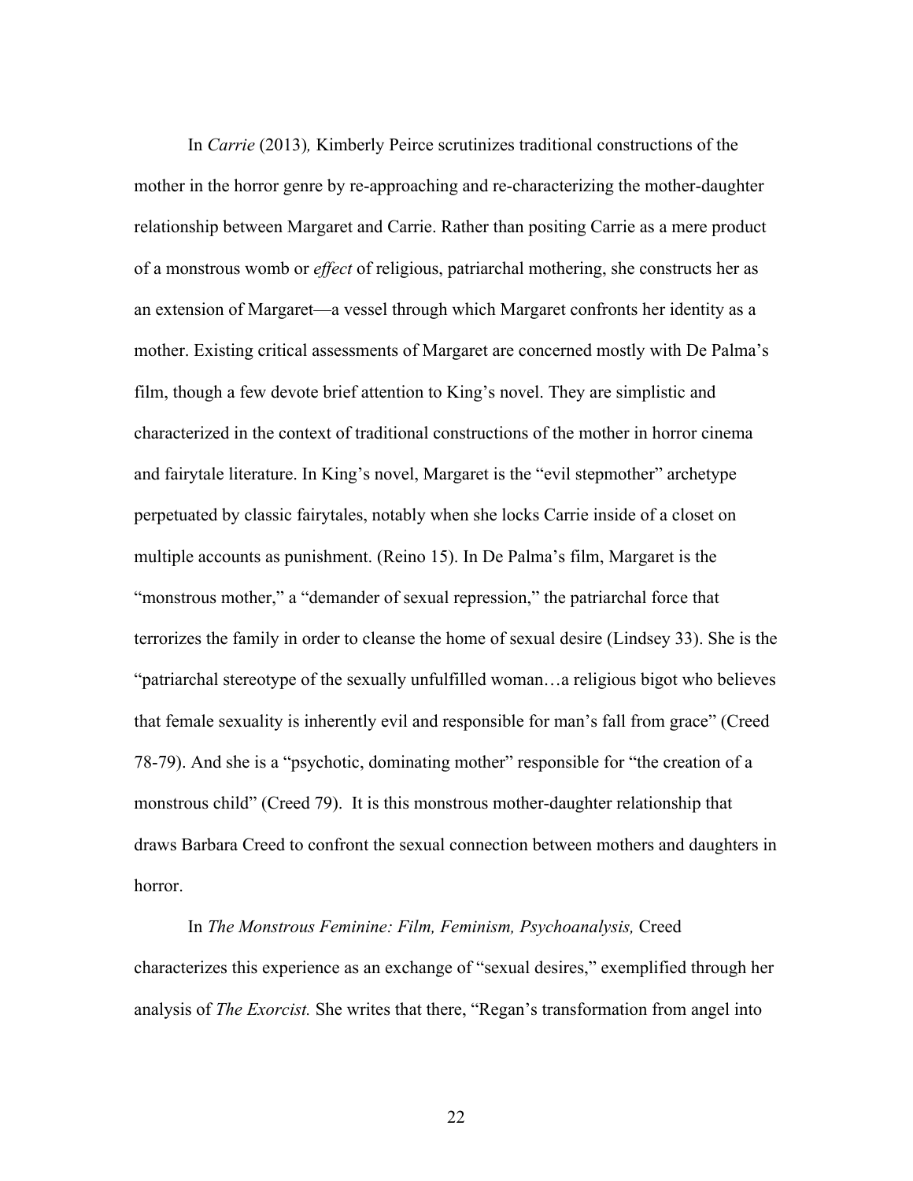In *Carrie* (2013)*,* Kimberly Peirce scrutinizes traditional constructions of the mother in the horror genre by re-approaching and re-characterizing the mother-daughter relationship between Margaret and Carrie. Rather than positing Carrie as a mere product of a monstrous womb or *effect* of religious, patriarchal mothering, she constructs her as an extension of Margaret—a vessel through which Margaret confronts her identity as a mother. Existing critical assessments of Margaret are concerned mostly with De Palma's film, though a few devote brief attention to King's novel. They are simplistic and characterized in the context of traditional constructions of the mother in horror cinema and fairytale literature. In King's novel, Margaret is the "evil stepmother" archetype perpetuated by classic fairytales, notably when she locks Carrie inside of a closet on multiple accounts as punishment. (Reino 15). In De Palma's film, Margaret is the "monstrous mother," a "demander of sexual repression," the patriarchal force that terrorizes the family in order to cleanse the home of sexual desire (Lindsey 33). She is the "patriarchal stereotype of the sexually unfulfilled woman…a religious bigot who believes that female sexuality is inherently evil and responsible for man's fall from grace" (Creed 78-79). And she is a "psychotic, dominating mother" responsible for "the creation of a monstrous child" (Creed 79). It is this monstrous mother-daughter relationship that draws Barbara Creed to confront the sexual connection between mothers and daughters in horror.

In *The Monstrous Feminine: Film, Feminism, Psychoanalysis,* Creed characterizes this experience as an exchange of "sexual desires," exemplified through her analysis of *The Exorcist.* She writes that there, "Regan's transformation from angel into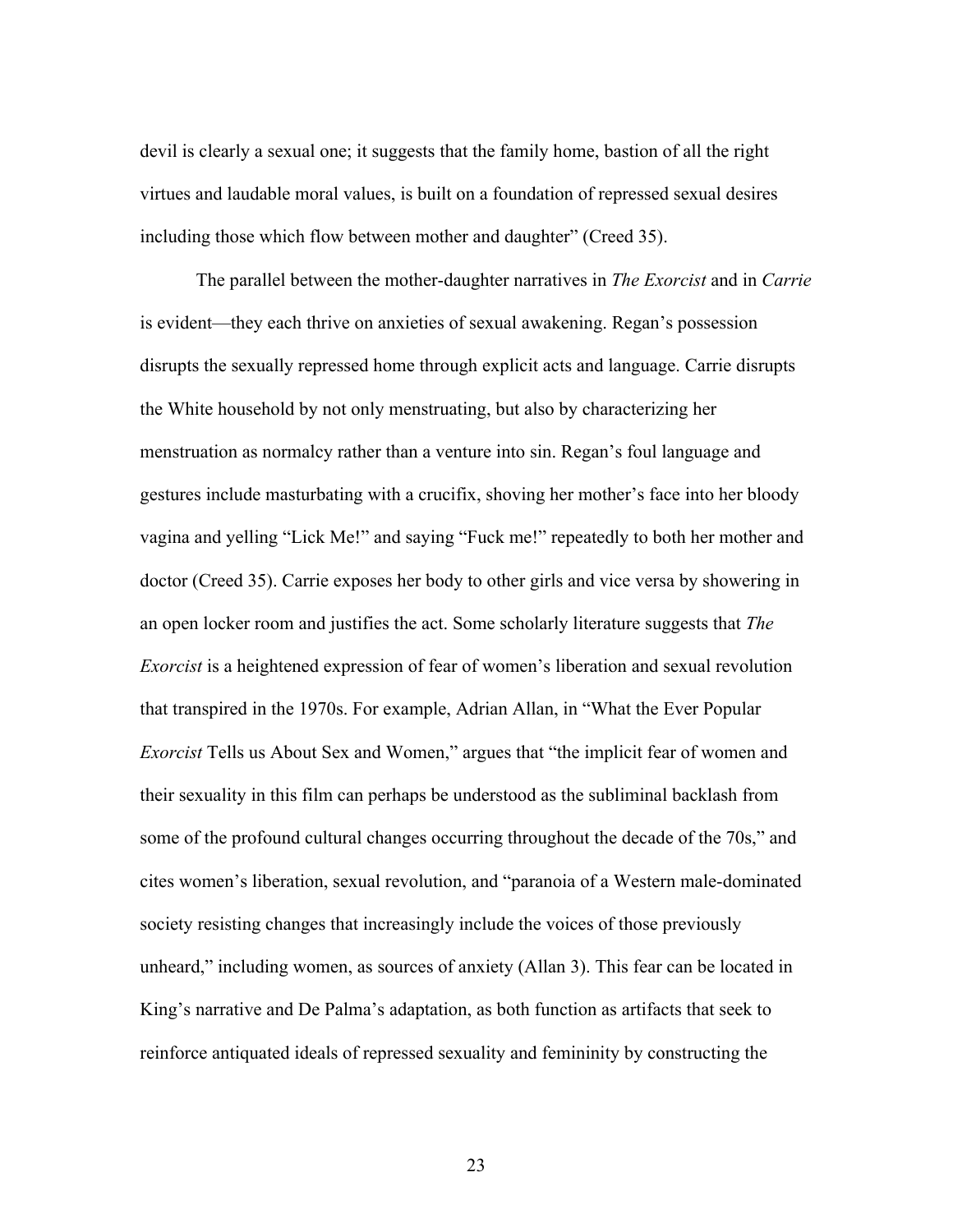devil is clearly a sexual one; it suggests that the family home, bastion of all the right virtues and laudable moral values, is built on a foundation of repressed sexual desires including those which flow between mother and daughter" (Creed 35).

The parallel between the mother-daughter narratives in *The Exorcist* and in *Carrie* is evident—they each thrive on anxieties of sexual awakening. Regan's possession disrupts the sexually repressed home through explicit acts and language. Carrie disrupts the White household by not only menstruating, but also by characterizing her menstruation as normalcy rather than a venture into sin. Regan's foul language and gestures include masturbating with a crucifix, shoving her mother's face into her bloody vagina and yelling "Lick Me!" and saying "Fuck me!" repeatedly to both her mother and doctor (Creed 35). Carrie exposes her body to other girls and vice versa by showering in an open locker room and justifies the act. Some scholarly literature suggests that *The Exorcist* is a heightened expression of fear of women's liberation and sexual revolution that transpired in the 1970s. For example, Adrian Allan, in "What the Ever Popular *Exorcist* Tells us About Sex and Women," argues that "the implicit fear of women and their sexuality in this film can perhaps be understood as the subliminal backlash from some of the profound cultural changes occurring throughout the decade of the 70s," and cites women's liberation, sexual revolution, and "paranoia of a Western male-dominated society resisting changes that increasingly include the voices of those previously unheard," including women, as sources of anxiety (Allan 3). This fear can be located in King's narrative and De Palma's adaptation, as both function as artifacts that seek to reinforce antiquated ideals of repressed sexuality and femininity by constructing the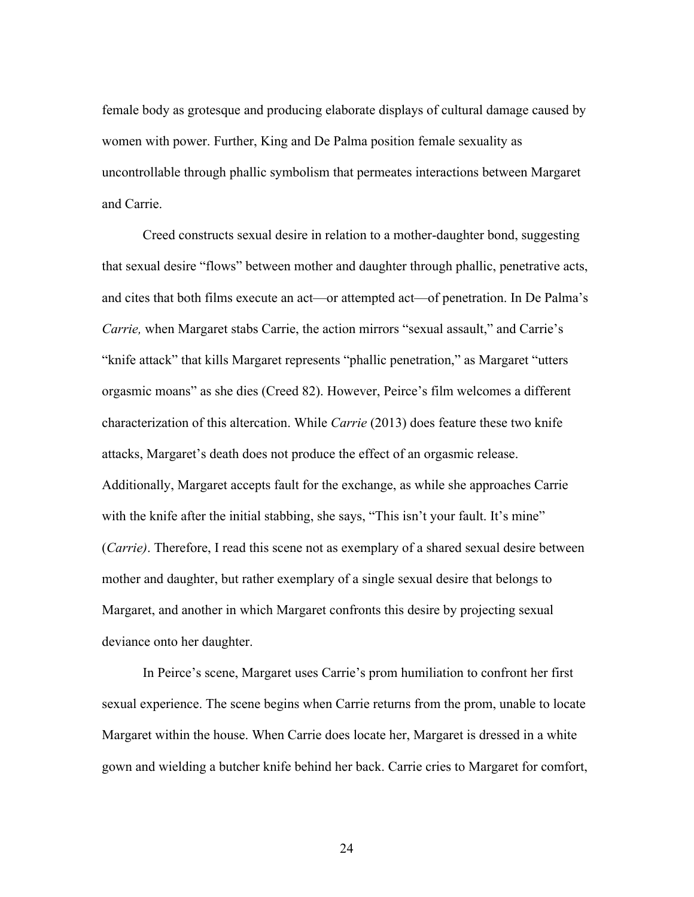female body as grotesque and producing elaborate displays of cultural damage caused by women with power. Further, King and De Palma position female sexuality as uncontrollable through phallic symbolism that permeates interactions between Margaret and Carrie.

Creed constructs sexual desire in relation to a mother-daughter bond, suggesting that sexual desire "flows" between mother and daughter through phallic, penetrative acts, and cites that both films execute an act—or attempted act—of penetration. In De Palma's *Carrie,* when Margaret stabs Carrie, the action mirrors "sexual assault," and Carrie's "knife attack" that kills Margaret represents "phallic penetration," as Margaret "utters orgasmic moans" as she dies (Creed 82). However, Peirce's film welcomes a different characterization of this altercation. While *Carrie* (2013) does feature these two knife attacks, Margaret's death does not produce the effect of an orgasmic release. Additionally, Margaret accepts fault for the exchange, as while she approaches Carrie with the knife after the initial stabbing, she says, "This isn't your fault. It's mine" (*Carrie)*. Therefore, I read this scene not as exemplary of a shared sexual desire between mother and daughter, but rather exemplary of a single sexual desire that belongs to Margaret, and another in which Margaret confronts this desire by projecting sexual deviance onto her daughter.

In Peirce's scene, Margaret uses Carrie's prom humiliation to confront her first sexual experience. The scene begins when Carrie returns from the prom, unable to locate Margaret within the house. When Carrie does locate her, Margaret is dressed in a white gown and wielding a butcher knife behind her back. Carrie cries to Margaret for comfort,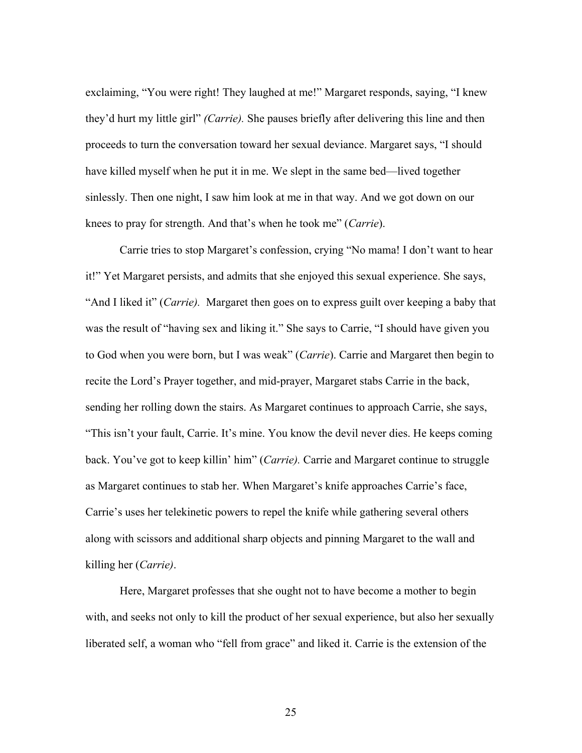exclaiming, "You were right! They laughed at me!" Margaret responds, saying, "I knew they'd hurt my little girl" *(Carrie).* She pauses briefly after delivering this line and then proceeds to turn the conversation toward her sexual deviance. Margaret says, "I should have killed myself when he put it in me. We slept in the same bed—lived together sinlessly. Then one night, I saw him look at me in that way. And we got down on our knees to pray for strength. And that's when he took me" (*Carrie*).

Carrie tries to stop Margaret's confession, crying "No mama! I don't want to hear it!" Yet Margaret persists, and admits that she enjoyed this sexual experience. She says, "And I liked it" (*Carrie).* Margaret then goes on to express guilt over keeping a baby that was the result of "having sex and liking it." She says to Carrie, "I should have given you to God when you were born, but I was weak" (*Carrie*). Carrie and Margaret then begin to recite the Lord's Prayer together, and mid-prayer, Margaret stabs Carrie in the back, sending her rolling down the stairs. As Margaret continues to approach Carrie, she says, "This isn't your fault, Carrie. It's mine. You know the devil never dies. He keeps coming back. You've got to keep killin' him" (*Carrie).* Carrie and Margaret continue to struggle as Margaret continues to stab her. When Margaret's knife approaches Carrie's face, Carrie's uses her telekinetic powers to repel the knife while gathering several others along with scissors and additional sharp objects and pinning Margaret to the wall and killing her (*Carrie)*.

Here, Margaret professes that she ought not to have become a mother to begin with, and seeks not only to kill the product of her sexual experience, but also her sexually liberated self, a woman who "fell from grace" and liked it. Carrie is the extension of the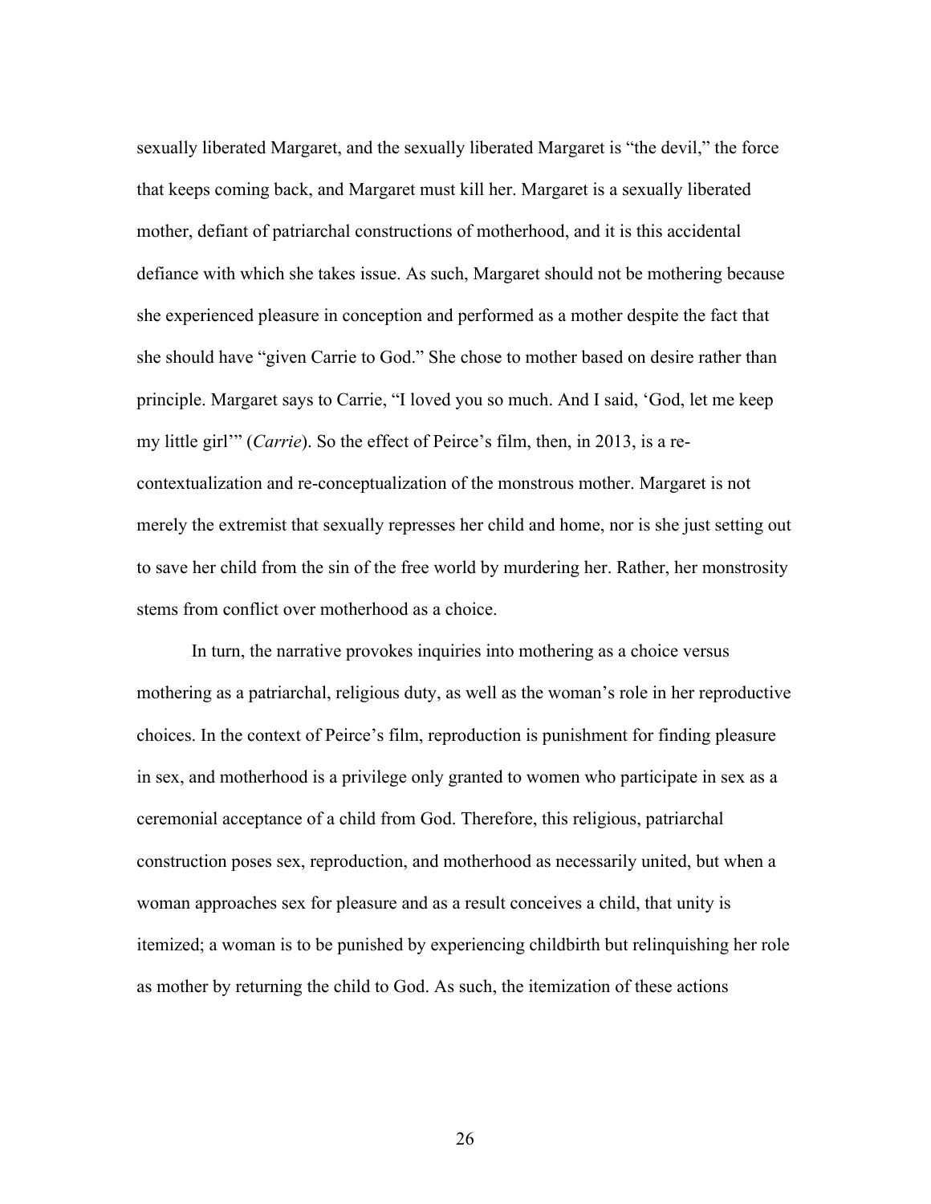sexually liberated Margaret, and the sexually liberated Margaret is "the devil," the force that keeps coming back, and Margaret must kill her. Margaret is a sexually liberated mother, defiant of patriarchal constructions of motherhood, and it is this accidental defiance with which she takes issue. As such, Margaret should not be mothering because she experienced pleasure in conception and performed as a mother despite the fact that she should have "given Carrie to God." She chose to mother based on desire rather than principle. Margaret says to Carrie, "I loved you so much. And I said, 'God, let me keep my little girl'" (*Carrie*). So the effect of Peirce's film, then, in 2013, is a re-contextualization and re-conceptualization of the monstrous mother. Margaret is not merely the extremist that sexually represses her child and home, nor is she just setting out to save her child from the sin of the free world by murdering her. Rather, her monstrosity stems from conflict over motherhood as a choice.

In turn, the narrative provokes inquiries into mothering as a choice versus mothering as a patriarchal, religious duty, as well as the woman's role in her reproductive choices. In the context of Peirce's film, reproduction is punishment for finding pleasure in sex, and motherhood is a privilege only granted to women who participate in sex as a ceremonial acceptance of a child from God. Therefore, this religious, patriarchal construction poses sex, reproduction, and motherhood as necessarily united, but when a woman approaches sex for pleasure and as a result conceives a child, that unity is itemized; a woman is to be punished by experiencing childbirth but relinquishing her role as mother by returning the child to God. As such, the itemization of these actions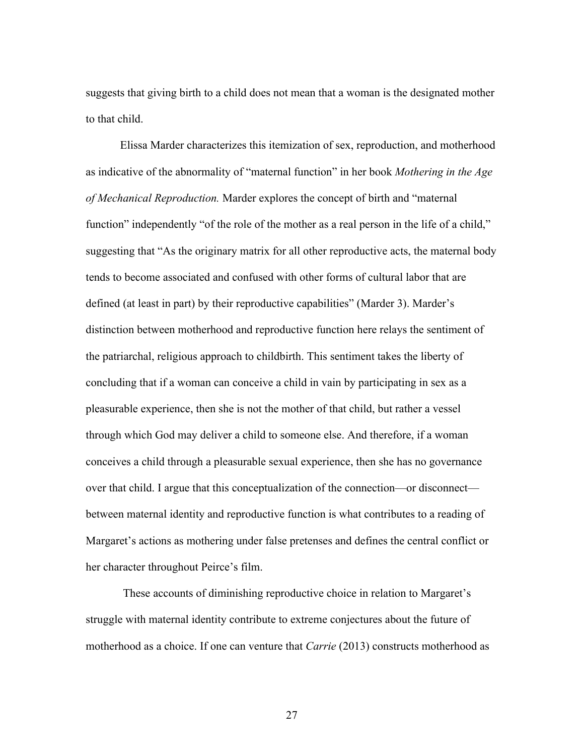suggests that giving birth to a child does not mean that a woman is the designated mother to that child.

Elissa Marder characterizes this itemization of sex, reproduction, and motherhood as indicative of the abnormality of "maternal function" in her book *Mothering in the Age of Mechanical Reproduction.* Marder explores the concept of birth and "maternal function" independently "of the role of the mother as a real person in the life of a child," suggesting that "As the originary matrix for all other reproductive acts, the maternal body tends to become associated and confused with other forms of cultural labor that are defined (at least in part) by their reproductive capabilities" (Marder 3). Marder's distinction between motherhood and reproductive function here relays the sentiment of the patriarchal, religious approach to childbirth. This sentiment takes the liberty of concluding that if a woman can conceive a child in vain by participating in sex as a pleasurable experience, then she is not the mother of that child, but rather a vessel through which God may deliver a child to someone else. And therefore, if a woman conceives a child through a pleasurable sexual experience, then she has no governance over that child. I argue that this conceptualization of the connection—or disconnect—between maternal identity and reproductive function is what contributes to a reading of Margaret's actions as mothering under false pretenses and defines the central conflict or her character throughout Peirce's film.

These accounts of diminishing reproductive choice in relation to Margaret's struggle with maternal identity contribute to extreme conjectures about the future of motherhood as a choice. If one can venture that *Carrie* (2013) constructs motherhood as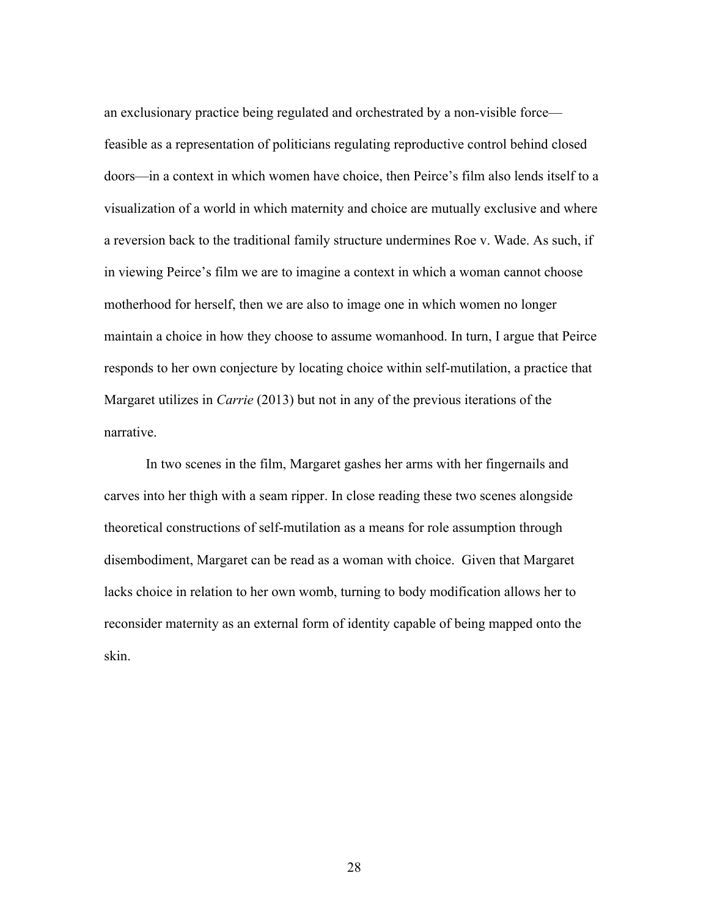an exclusionary practice being regulated and orchestrated by a non-visible force—feasible as a representation of politicians regulating reproductive control behind closed doors—in a context in which women have choice, then Peirce's film also lends itself to a visualization of a world in which maternity and choice are mutually exclusive and where a reversion back to the traditional family structure undermines Roe v. Wade. As such, if in viewing Peirce's film we are to imagine a context in which a woman cannot choose motherhood for herself, then we are also to image one in which women no longer maintain a choice in how they choose to assume womanhood. In turn, I argue that Peirce responds to her own conjecture by locating choice within self-mutilation, a practice that Margaret utilizes in *Carrie* (2013) but not in any of the previous iterations of the narrative.

In two scenes in the film, Margaret gashes her arms with her fingernails and carves into her thigh with a seam ripper. In close reading these two scenes alongside theoretical constructions of self-mutilation as a means for role assumption through disembodiment, Margaret can be read as a woman with choice. Given that Margaret lacks choice in relation to her own womb, turning to body modification allows her to reconsider maternity as an external form of identity capable of being mapped onto the skin.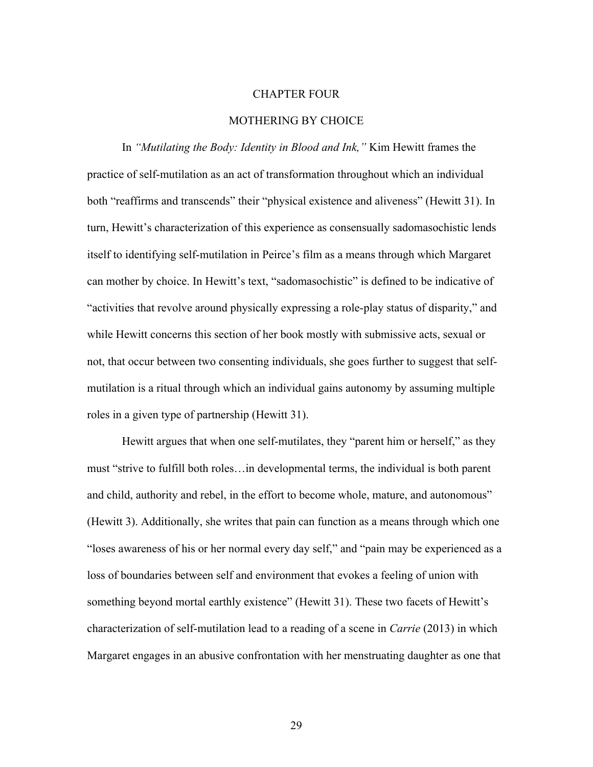# CHAPTER FOUR

## MOTHERING BY CHOICE

In *"Mutilating the Body: Identity in Blood and Ink,"* Kim Hewitt frames the practice of self-mutilation as an act of transformation throughout which an individual both "reaffirms and transcends" their "physical existence and aliveness" (Hewitt 31). In turn, Hewitt's characterization of this experience as consensually sadomasochistic lends itself to identifying self-mutilation in Peirce's film as a means through which Margaret can mother by choice. In Hewitt's text, "sadomasochistic" is defined to be indicative of "activities that revolve around physically expressing a role-play status of disparity," and while Hewitt concerns this section of her book mostly with submissive acts, sexual or not, that occur between two consenting individuals, she goes further to suggest that self-mutilation is a ritual through which an individual gains autonomy by assuming multiple roles in a given type of partnership (Hewitt 31).

Hewitt argues that when one self-mutilates, they "parent him or herself," as they must "strive to fulfill both roles…in developmental terms, the individual is both parent and child, authority and rebel, in the effort to become whole, mature, and autonomous" (Hewitt 3). Additionally, she writes that pain can function as a means through which one "loses awareness of his or her normal every day self," and "pain may be experienced as a loss of boundaries between self and environment that evokes a feeling of union with something beyond mortal earthly existence" (Hewitt 31). These two facets of Hewitt's characterization of self-mutilation lead to a reading of a scene in *Carrie* (2013) in which Margaret engages in an abusive confrontation with her menstruating daughter as one that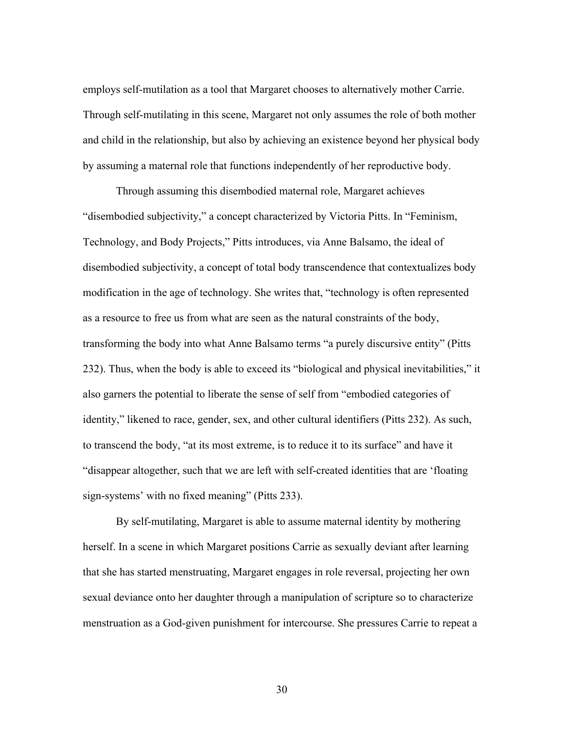employs self-mutilation as a tool that Margaret chooses to alternatively mother Carrie. Through self-mutilating in this scene, Margaret not only assumes the role of both mother and child in the relationship, but also by achieving an existence beyond her physical body by assuming a maternal role that functions independently of her reproductive body.

Through assuming this disembodied maternal role, Margaret achieves "disembodied subjectivity," a concept characterized by Victoria Pitts. In "Feminism, Technology, and Body Projects," Pitts introduces, via Anne Balsamo, the ideal of disembodied subjectivity, a concept of total body transcendence that contextualizes body modification in the age of technology. She writes that, "technology is often represented as a resource to free us from what are seen as the natural constraints of the body, transforming the body into what Anne Balsamo terms "a purely discursive entity" (Pitts 232). Thus, when the body is able to exceed its "biological and physical inevitabilities," it also garners the potential to liberate the sense of self from "embodied categories of identity," likened to race, gender, sex, and other cultural identifiers (Pitts 232). As such, to transcend the body, "at its most extreme, is to reduce it to its surface" and have it "disappear altogether, such that we are left with self-created identities that are 'floating sign-systems' with no fixed meaning" (Pitts 233).

By self-mutilating, Margaret is able to assume maternal identity by mothering herself. In a scene in which Margaret positions Carrie as sexually deviant after learning that she has started menstruating, Margaret engages in role reversal, projecting her own sexual deviance onto her daughter through a manipulation of scripture so to characterize menstruation as a God-given punishment for intercourse. She pressures Carrie to repeat a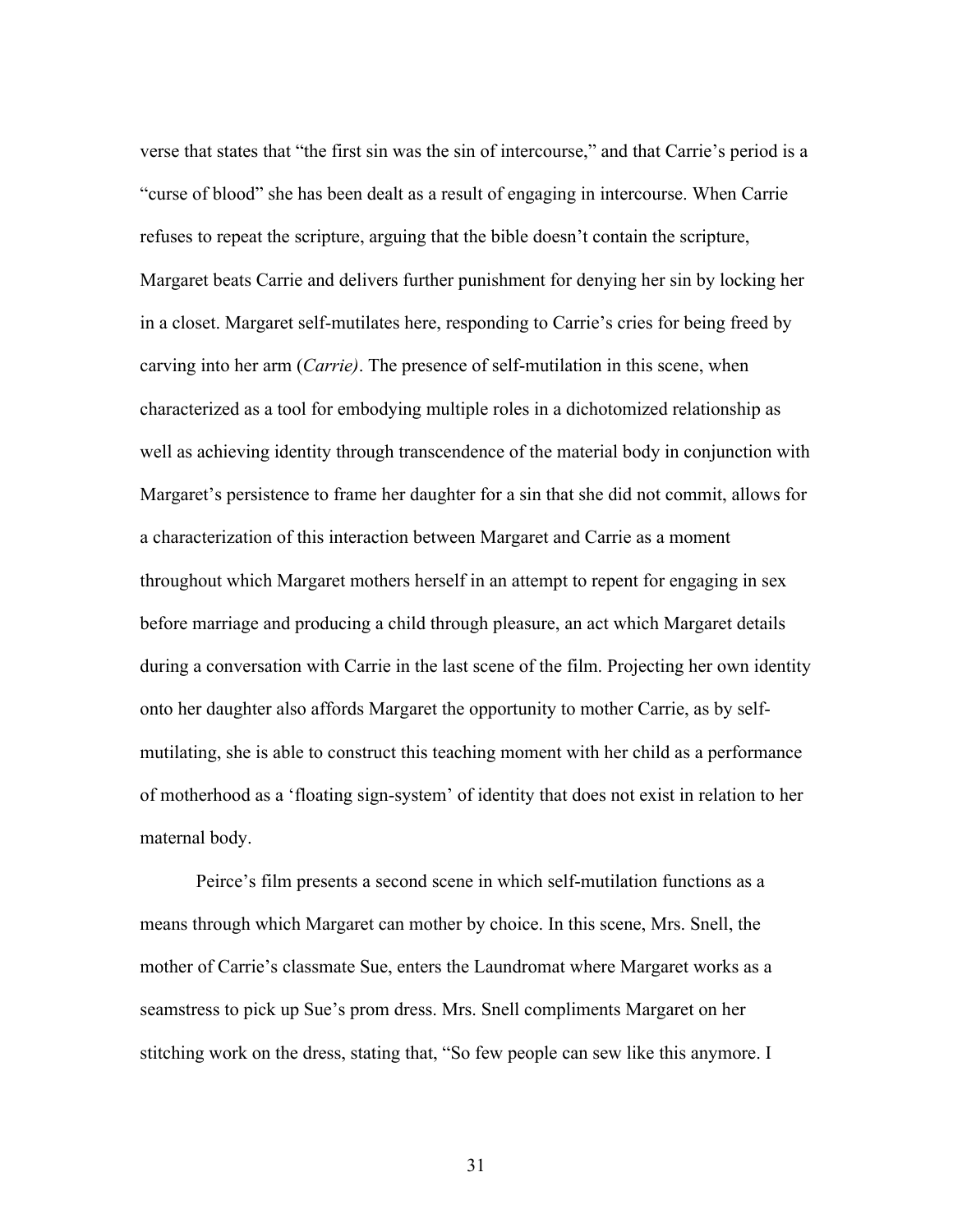verse that states that "the first sin was the sin of intercourse," and that Carrie's period is a "curse of blood" she has been dealt as a result of engaging in intercourse. When Carrie refuses to repeat the scripture, arguing that the bible doesn't contain the scripture, Margaret beats Carrie and delivers further punishment for denying her sin by locking her in a closet. Margaret self-mutilates here, responding to Carrie's cries for being freed by carving into her arm (*Carrie)*. The presence of self-mutilation in this scene, when characterized as a tool for embodying multiple roles in a dichotomized relationship as well as achieving identity through transcendence of the material body in conjunction with Margaret's persistence to frame her daughter for a sin that she did not commit, allows for a characterization of this interaction between Margaret and Carrie as a moment throughout which Margaret mothers herself in an attempt to repent for engaging in sex before marriage and producing a child through pleasure, an act which Margaret details during a conversation with Carrie in the last scene of the film. Projecting her own identity onto her daughter also affords Margaret the opportunity to mother Carrie, as by self-mutilating, she is able to construct this teaching moment with her child as a performance of motherhood as a 'floating sign-system' of identity that does not exist in relation to her maternal body.

Peirce's film presents a second scene in which self-mutilation functions as a means through which Margaret can mother by choice. In this scene, Mrs. Snell, the mother of Carrie's classmate Sue, enters the Laundromat where Margaret works as a seamstress to pick up Sue's prom dress. Mrs. Snell compliments Margaret on her stitching work on the dress, stating that, "So few people can sew like this anymore. I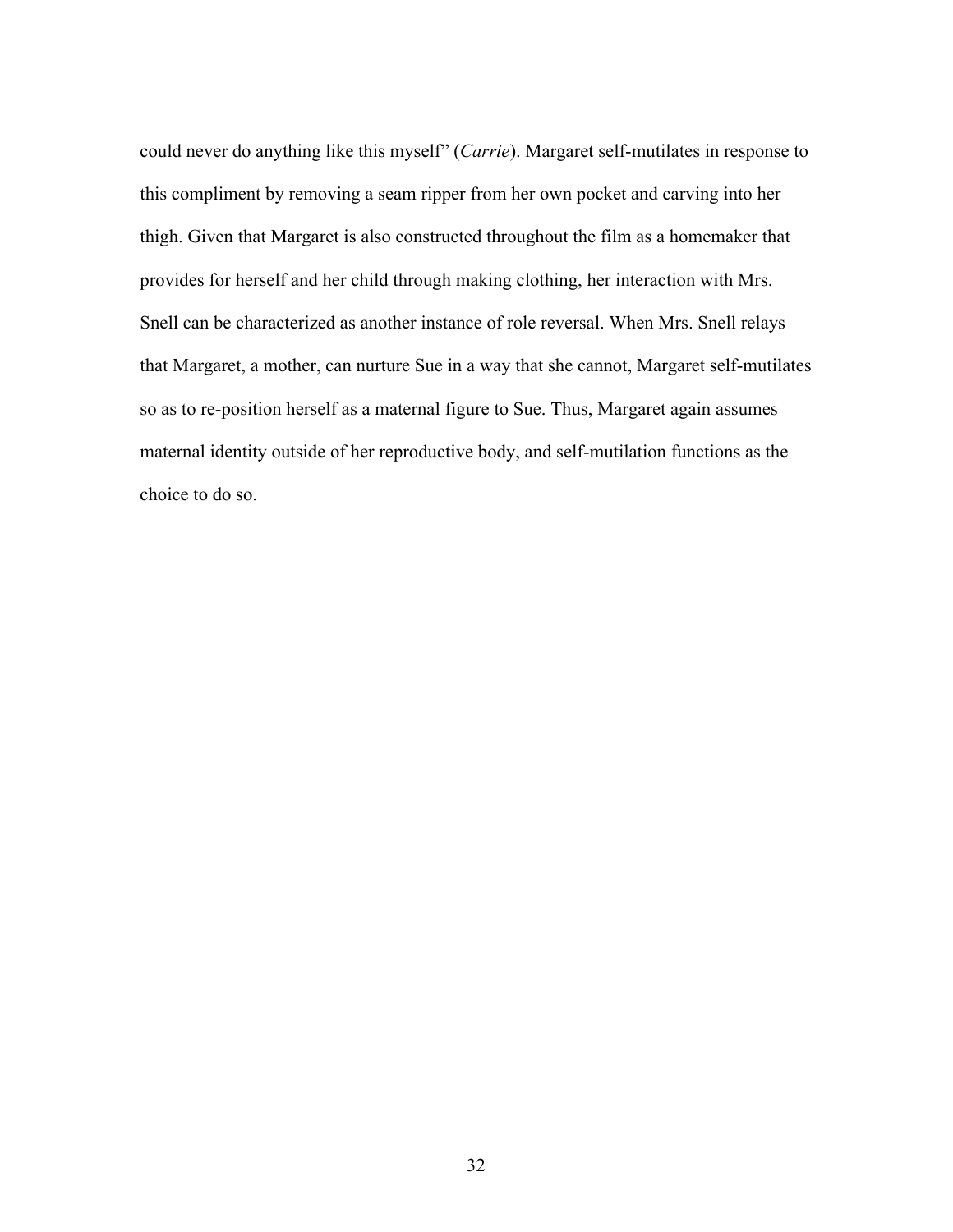could never do anything like this myself" (*Carrie*). Margaret self-mutilates in response to this compliment by removing a seam ripper from her own pocket and carving into her thigh. Given that Margaret is also constructed throughout the film as a homemaker that provides for herself and her child through making clothing, her interaction with Mrs. Snell can be characterized as another instance of role reversal. When Mrs. Snell relays that Margaret, a mother, can nurture Sue in a way that she cannot, Margaret self-mutilates so as to re-position herself as a maternal figure to Sue. Thus, Margaret again assumes maternal identity outside of her reproductive body, and self-mutilation functions as the choice to do so.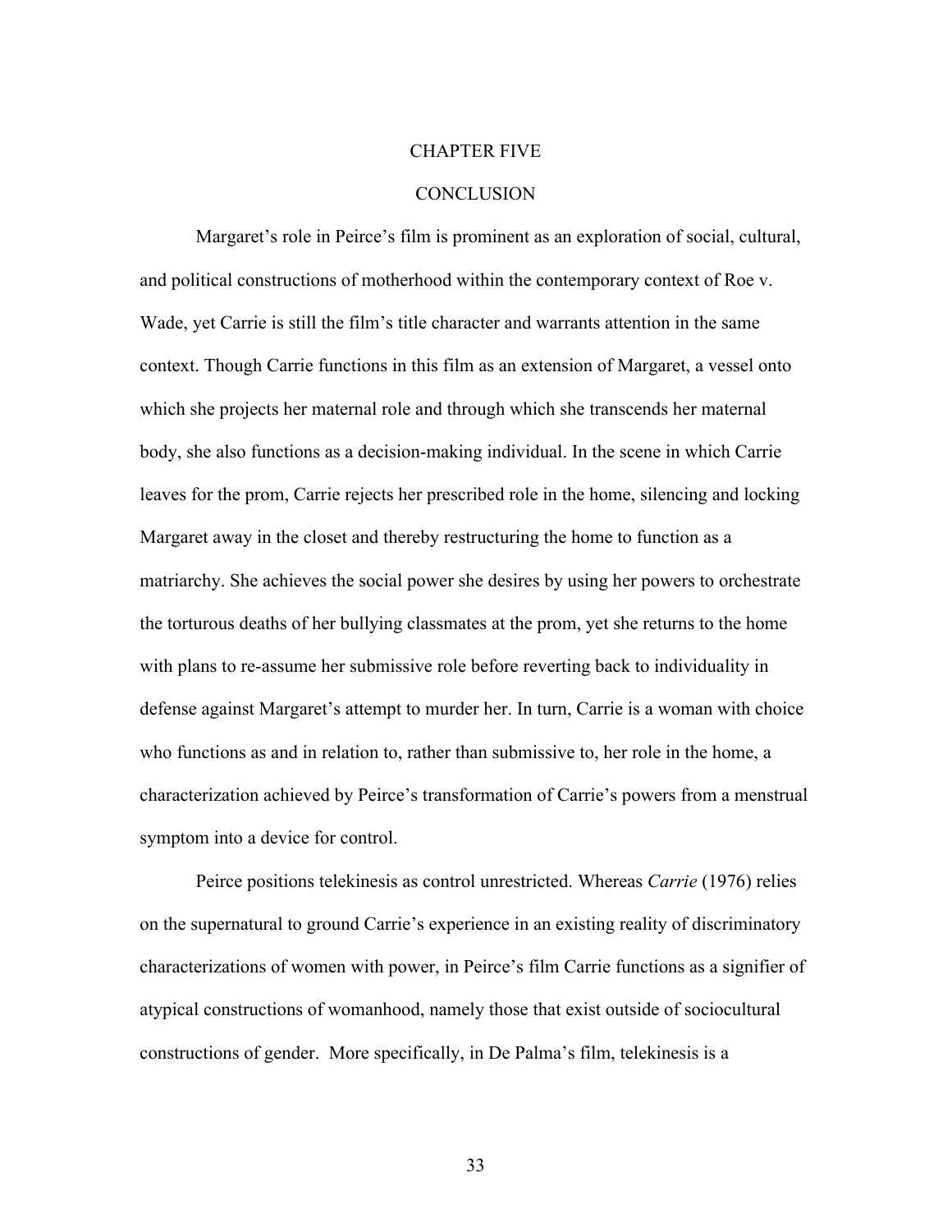# CHAPTER FIVE

## CONCLUSION

Margaret's role in Peirce's film is prominent as an exploration of social, cultural, and political constructions of motherhood within the contemporary context of Roe v. Wade, yet Carrie is still the film's title character and warrants attention in the same context. Though Carrie functions in this film as an extension of Margaret, a vessel onto which she projects her maternal role and through which she transcends her maternal body, she also functions as a decision-making individual. In the scene in which Carrie leaves for the prom, Carrie rejects her prescribed role in the home, silencing and locking Margaret away in the closet and thereby restructuring the home to function as a matriarchy. She achieves the social power she desires by using her powers to orchestrate the torturous deaths of her bullying classmates at the prom, yet she returns to the home with plans to re-assume her submissive role before reverting back to individuality in defense against Margaret's attempt to murder her. In turn, Carrie is a woman with choice who functions as and in relation to, rather than submissive to, her role in the home, a characterization achieved by Peirce's transformation of Carrie's powers from a menstrual symptom into a device for control.

Peirce positions telekinesis as control unrestricted. Whereas *Carrie* (1976) relies on the supernatural to ground Carrie's experience in an existing reality of discriminatory characterizations of women with power, in Peirce's film Carrie functions as a signifier of atypical constructions of womanhood, namely those that exist outside of sociocultural constructions of gender. More specifically, in De Palma's film, telekinesis is a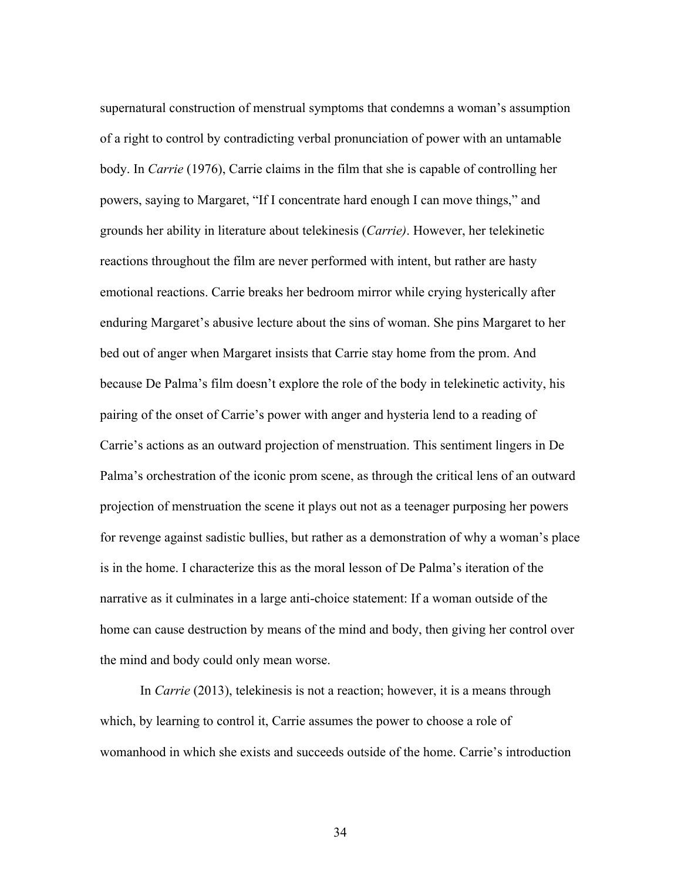supernatural construction of menstrual symptoms that condemns a woman's assumption of a right to control by contradicting verbal pronunciation of power with an untamable body. In *Carrie* (1976), Carrie claims in the film that she is capable of controlling her powers, saying to Margaret, "If I concentrate hard enough I can move things," and grounds her ability in literature about telekinesis (*Carrie)*. However, her telekinetic reactions throughout the film are never performed with intent, but rather are hasty emotional reactions. Carrie breaks her bedroom mirror while crying hysterically after enduring Margaret's abusive lecture about the sins of woman. She pins Margaret to her bed out of anger when Margaret insists that Carrie stay home from the prom. And because De Palma's film doesn't explore the role of the body in telekinetic activity, his pairing of the onset of Carrie's power with anger and hysteria lend to a reading of Carrie's actions as an outward projection of menstruation. This sentiment lingers in De Palma's orchestration of the iconic prom scene, as through the critical lens of an outward projection of menstruation the scene it plays out not as a teenager purposing her powers for revenge against sadistic bullies, but rather as a demonstration of why a woman's place is in the home. I characterize this as the moral lesson of De Palma's iteration of the narrative as it culminates in a large anti-choice statement: If a woman outside of the home can cause destruction by means of the mind and body, then giving her control over the mind and body could only mean worse.

In *Carrie* (2013), telekinesis is not a reaction; however, it is a means through which, by learning to control it, Carrie assumes the power to choose a role of womanhood in which she exists and succeeds outside of the home. Carrie's introduction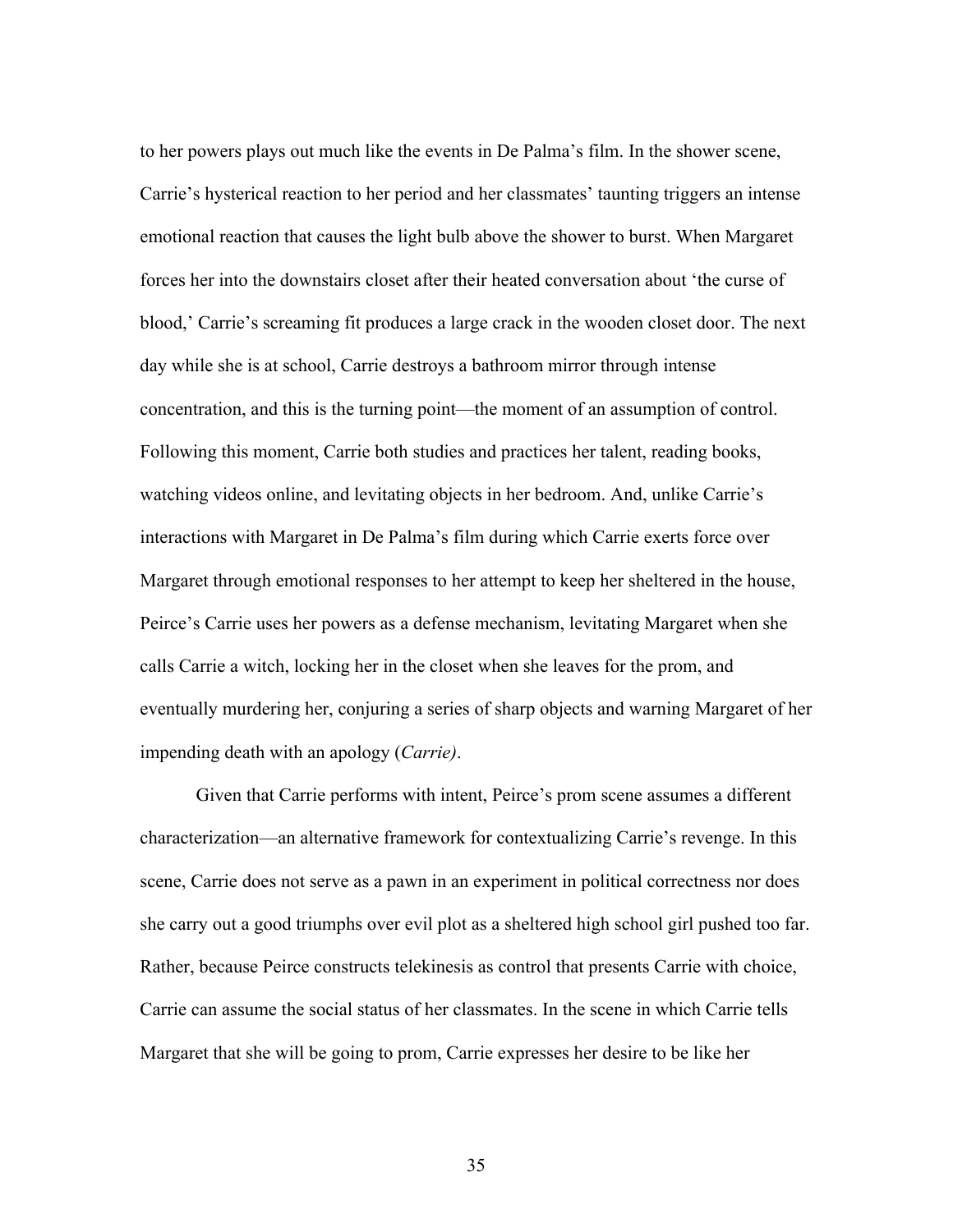to her powers plays out much like the events in De Palma's film. In the shower scene, Carrie's hysterical reaction to her period and her classmates' taunting triggers an intense emotional reaction that causes the light bulb above the shower to burst. When Margaret forces her into the downstairs closet after their heated conversation about 'the curse of blood,' Carrie's screaming fit produces a large crack in the wooden closet door. The next day while she is at school, Carrie destroys a bathroom mirror through intense concentration, and this is the turning point—the moment of an assumption of control. Following this moment, Carrie both studies and practices her talent, reading books, watching videos online, and levitating objects in her bedroom. And, unlike Carrie's interactions with Margaret in De Palma's film during which Carrie exerts force over Margaret through emotional responses to her attempt to keep her sheltered in the house, Peirce's Carrie uses her powers as a defense mechanism, levitating Margaret when she calls Carrie a witch, locking her in the closet when she leaves for the prom, and eventually murdering her, conjuring a series of sharp objects and warning Margaret of her impending death with an apology (*Carrie)*.

Given that Carrie performs with intent, Peirce's prom scene assumes a different characterization—an alternative framework for contextualizing Carrie's revenge. In this scene, Carrie does not serve as a pawn in an experiment in political correctness nor does she carry out a good triumphs over evil plot as a sheltered high school girl pushed too far. Rather, because Peirce constructs telekinesis as control that presents Carrie with choice, Carrie can assume the social status of her classmates. In the scene in which Carrie tells Margaret that she will be going to prom, Carrie expresses her desire to be like her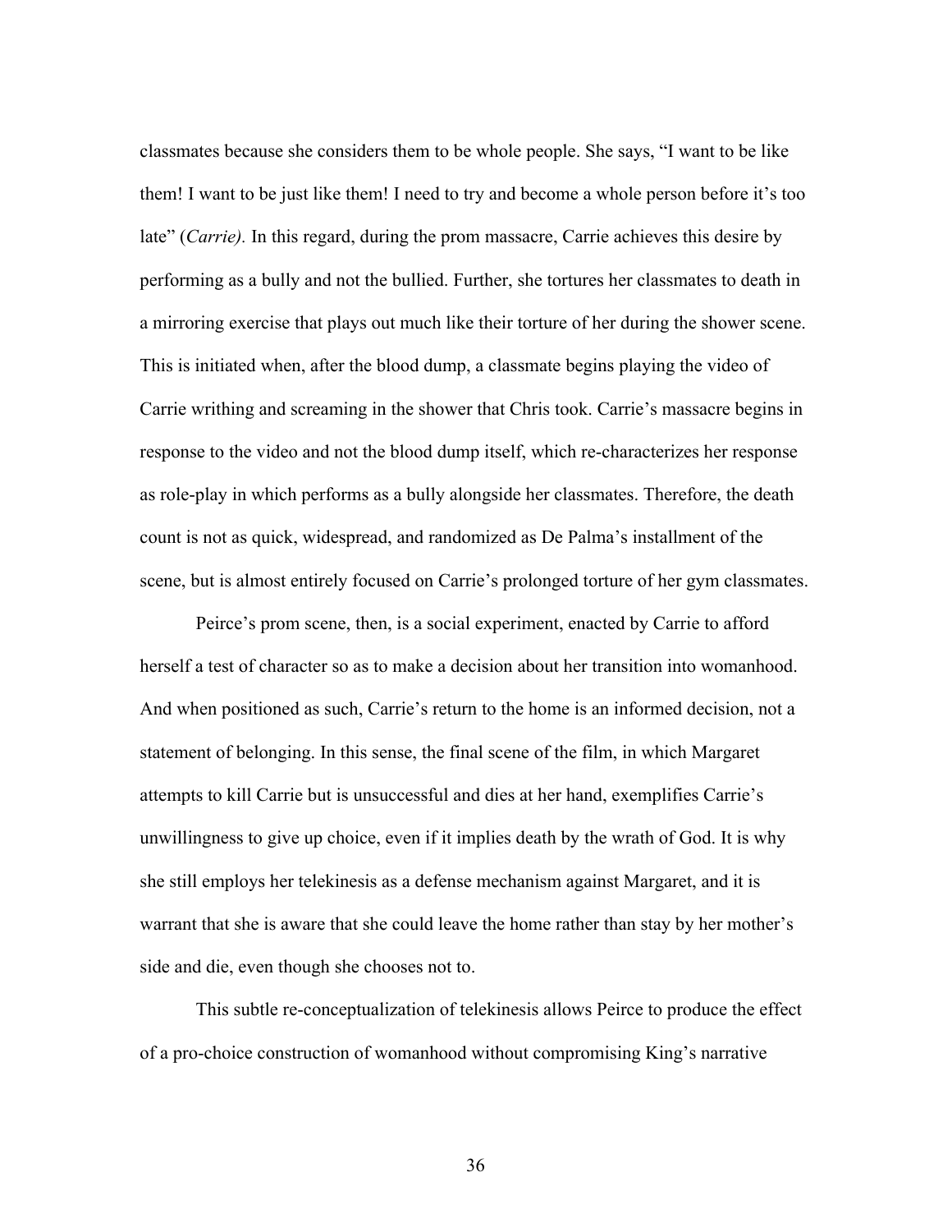classmates because she considers them to be whole people. She says, "I want to be like them! I want to be just like them! I need to try and become a whole person before it's too late" (*Carrie).* In this regard, during the prom massacre, Carrie achieves this desire by performing as a bully and not the bullied. Further, she tortures her classmates to death in a mirroring exercise that plays out much like their torture of her during the shower scene. This is initiated when, after the blood dump, a classmate begins playing the video of Carrie writhing and screaming in the shower that Chris took. Carrie's massacre begins in response to the video and not the blood dump itself, which re-characterizes her response as role-play in which performs as a bully alongside her classmates. Therefore, the death count is not as quick, widespread, and randomized as De Palma's installment of the scene, but is almost entirely focused on Carrie's prolonged torture of her gym classmates.

Peirce's prom scene, then, is a social experiment, enacted by Carrie to afford herself a test of character so as to make a decision about her transition into womanhood. And when positioned as such, Carrie's return to the home is an informed decision, not a statement of belonging. In this sense, the final scene of the film, in which Margaret attempts to kill Carrie but is unsuccessful and dies at her hand, exemplifies Carrie's unwillingness to give up choice, even if it implies death by the wrath of God. It is why she still employs her telekinesis as a defense mechanism against Margaret, and it is warrant that she is aware that she could leave the home rather than stay by her mother's side and die, even though she chooses not to.

This subtle re-conceptualization of telekinesis allows Peirce to produce the effect of a pro-choice construction of womanhood without compromising King's narrative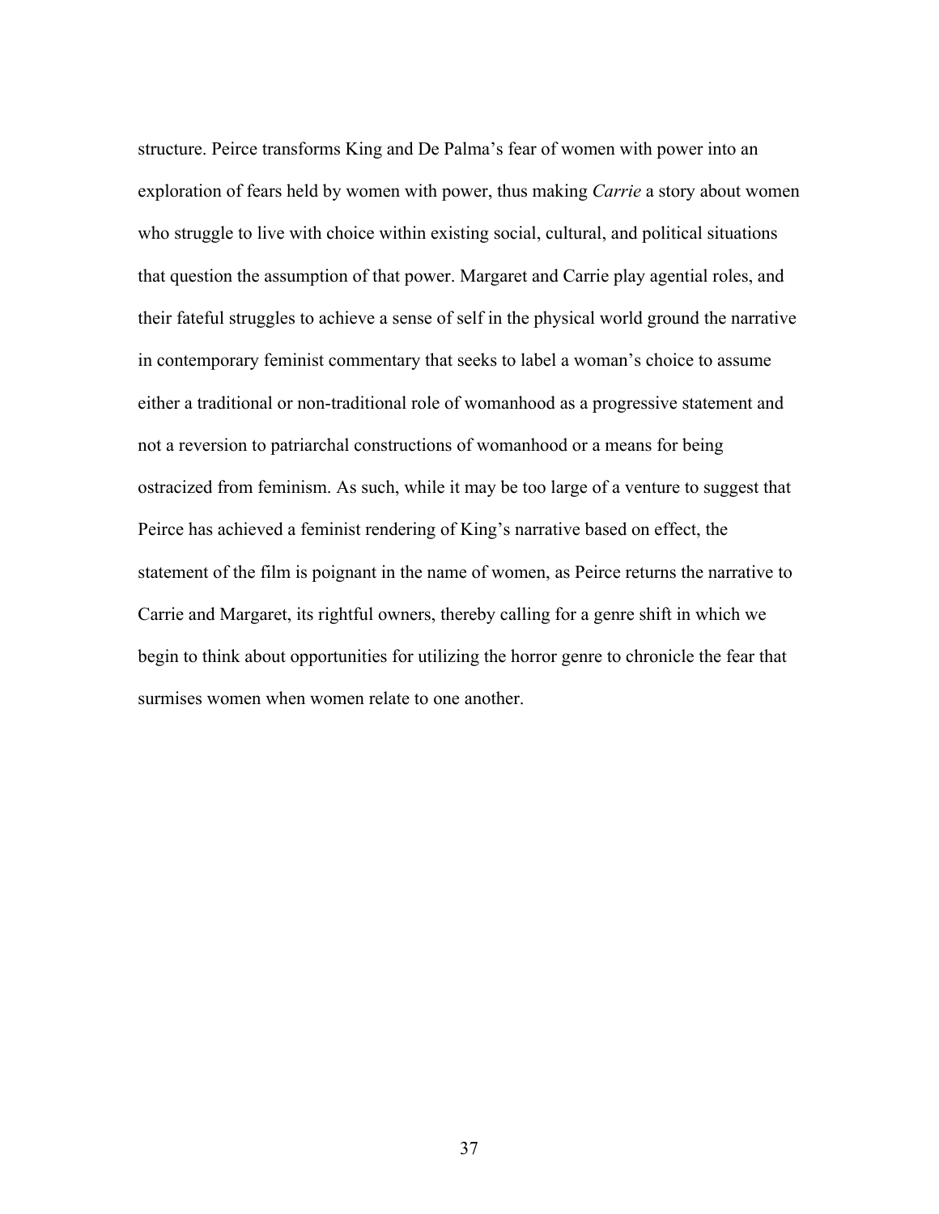structure. Peirce transforms King and De Palma's fear of women with power into an exploration of fears held by women with power, thus making *Carrie* a story about women who struggle to live with choice within existing social, cultural, and political situations that question the assumption of that power. Margaret and Carrie play agential roles, and their fateful struggles to achieve a sense of self in the physical world ground the narrative in contemporary feminist commentary that seeks to label a woman's choice to assume either a traditional or non-traditional role of womanhood as a progressive statement and not a reversion to patriarchal constructions of womanhood or a means for being ostracized from feminism. As such, while it may be too large of a venture to suggest that Peirce has achieved a feminist rendering of King's narrative based on effect, the statement of the film is poignant in the name of women, as Peirce returns the narrative to Carrie and Margaret, its rightful owners, thereby calling for a genre shift in which we begin to think about opportunities for utilizing the horror genre to chronicle the fear that surmises women when women relate to one another.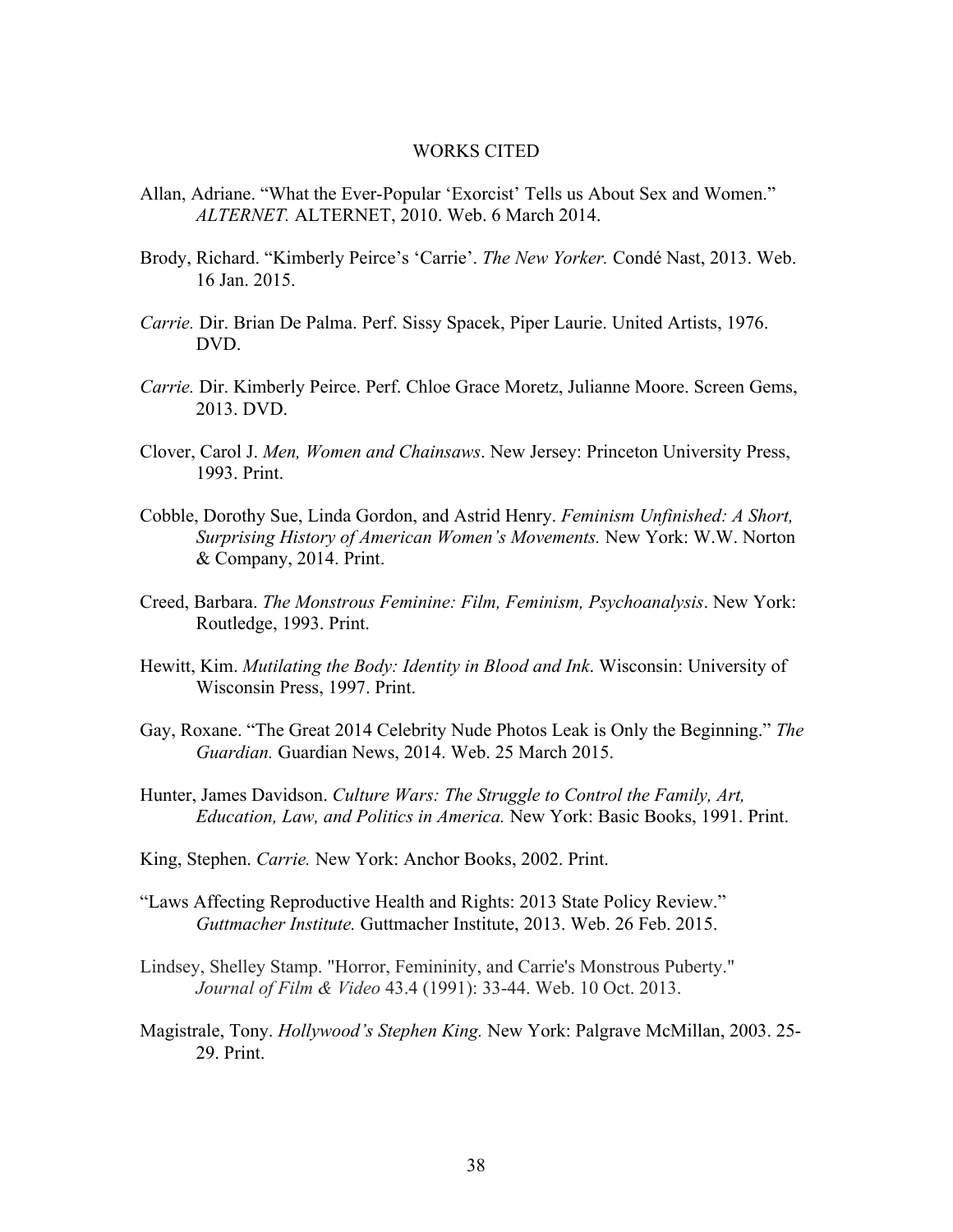# WORKS CITED

Allan, Adriane. "What the Ever-Popular 'Exorcist' Tells us About Sex and Women." *ALTERNET.* ALTERNET, 2010. Web. 6 March 2014.

Brody, Richard. "Kimberly Peirce's 'Carrie'. *The New Yorker.* Condé Nast, 2013. Web. 16 Jan. 2015.

*Carrie.* Dir. Brian De Palma. Perf. Sissy Spacek, Piper Laurie. United Artists, 1976. DVD.

*Carrie.* Dir. Kimberly Peirce. Perf. Chloe Grace Moretz, Julianne Moore. Screen Gems, 2013. DVD.

Clover, Carol J. *Men, Women and Chainsaws*. New Jersey: Princeton University Press, 1993. Print.

Cobble, Dorothy Sue, Linda Gordon, and Astrid Henry. *Feminism Unfinished: A Short, Surprising History of American Women's Movements.* New York: W.W. Norton & Company, 2014. Print.

Creed, Barbara. *The Monstrous Feminine: Film, Feminism, Psychoanalysis*. New York: Routledge, 1993. Print.

Hewitt, Kim. *Mutilating the Body: Identity in Blood and Ink*. Wisconsin: University of Wisconsin Press, 1997. Print.

Gay, Roxane. "The Great 2014 Celebrity Nude Photos Leak is Only the Beginning." *The Guardian.* Guardian News, 2014. Web. 25 March 2015.

Hunter, James Davidson. *Culture Wars: The Struggle to Control the Family, Art, Education, Law, and Politics in America.* New York: Basic Books, 1991. Print.

King, Stephen. *Carrie.* New York: Anchor Books, 2002. Print.

"Laws Affecting Reproductive Health and Rights: 2013 State Policy Review." *Guttmacher Institute.* Guttmacher Institute, 2013. Web. 26 Feb. 2015.

Lindsey, Shelley Stamp. "Horror, Femininity, and Carrie's Monstrous Puberty." *Journal of Film & Video* 43.4 (1991): 33-44. Web. 10 Oct. 2013.

Magistrale, Tony. *Hollywood's Stephen King.* New York: Palgrave McMillan, 2003. 25-29. Print.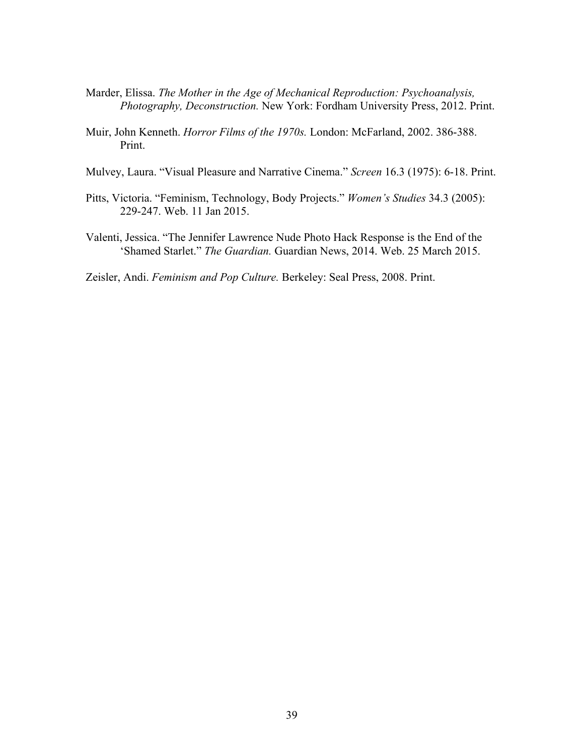Marder, Elissa. *The Mother in the Age of Mechanical Reproduction: Psychoanalysis, Photography, Deconstruction.* New York: Fordham University Press, 2012. Print.

Muir, John Kenneth. *Horror Films of the 1970s.* London: McFarland, 2002. 386-388. Print.

Mulvey, Laura. "Visual Pleasure and Narrative Cinema." *Screen* 16.3 (1975): 6-18. Print.

Pitts, Victoria. "Feminism, Technology, Body Projects." *Women's Studies* 34.3 (2005): 229-247. Web. 11 Jan 2015.

Valenti, Jessica. "The Jennifer Lawrence Nude Photo Hack Response is the End of the 'Shamed Starlet." *The Guardian.* Guardian News, 2014. Web. 25 March 2015.

Zeisler, Andi. *Feminism and Pop Culture.* Berkeley: Seal Press, 2008. Print.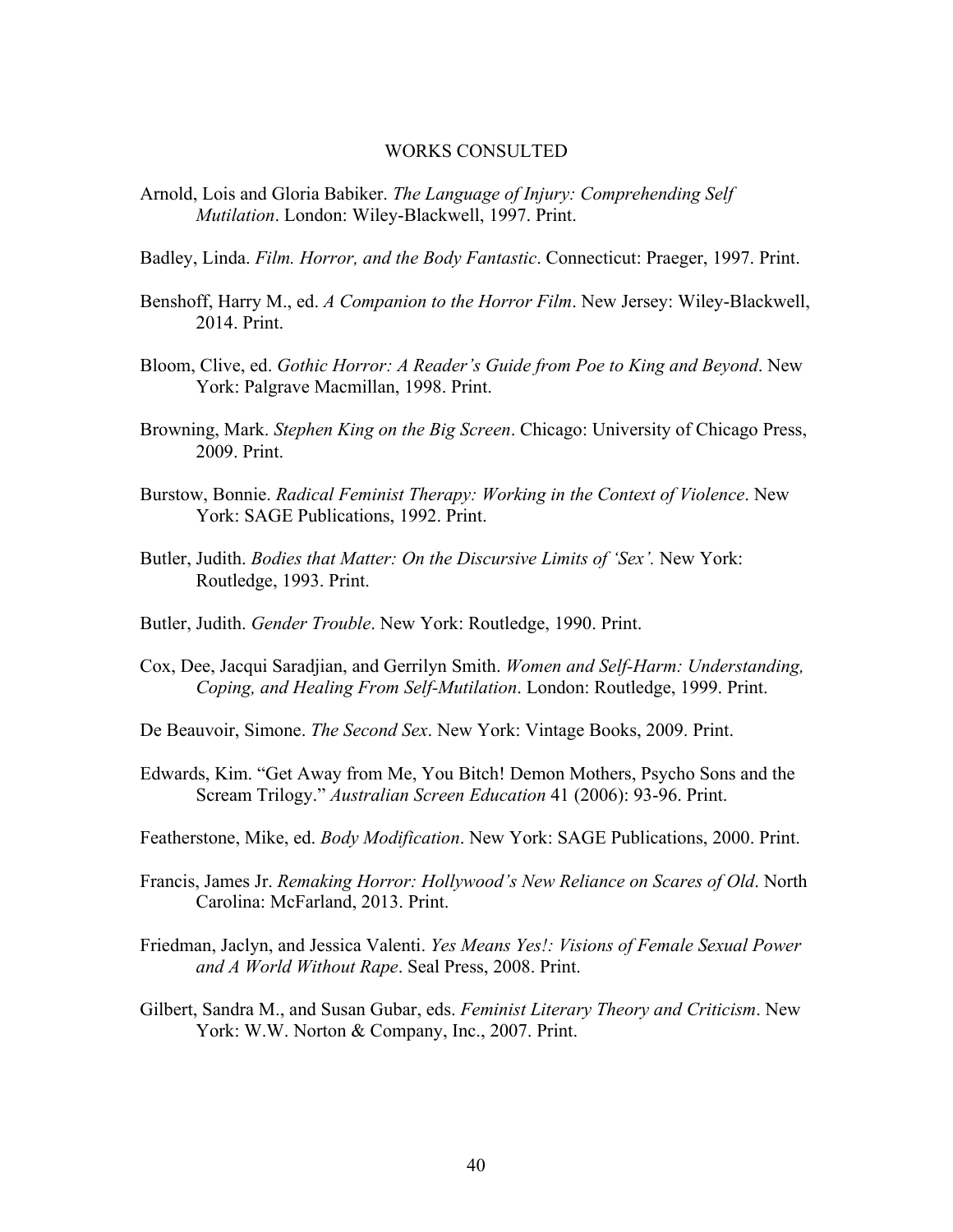# WORKS CONSULTED

Arnold, Lois and Gloria Babiker. *The Language of Injury: Comprehending Self Mutilation*. London: Wiley-Blackwell, 1997. Print.

Badley, Linda. *Film. Horror, and the Body Fantastic*. Connecticut: Praeger, 1997. Print.

Benshoff, Harry M., ed. *A Companion to the Horror Film*. New Jersey: Wiley-Blackwell, 2014. Print.

Bloom, Clive, ed. *Gothic Horror: A Reader's Guide from Poe to King and Beyond*. New York: Palgrave Macmillan, 1998. Print.

Browning, Mark. *Stephen King on the Big Screen*. Chicago: University of Chicago Press, 2009. Print.

Burstow, Bonnie. *Radical Feminist Therapy: Working in the Context of Violence*. New York: SAGE Publications, 1992. Print.

Butler, Judith. *Bodies that Matter: On the Discursive Limits of 'Sex'*. New York: Routledge, 1993. Print.

Butler, Judith. *Gender Trouble*. New York: Routledge, 1990. Print.

Cox, Dee, Jacqui Saradjian, and Gerrilyn Smith. *Women and Self-Harm: Understanding, Coping, and Healing From Self-Mutilation*. London: Routledge, 1999. Print.

De Beauvoir, Simone. *The Second Sex*. New York: Vintage Books, 2009. Print.

Edwards, Kim. "Get Away from Me, You Bitch! Demon Mothers, Psycho Sons and the Scream Trilogy." *Australian Screen Education* 41 (2006): 93-96. Print.

Featherstone, Mike, ed. *Body Modification*. New York: SAGE Publications, 2000. Print.

Francis, James Jr. *Remaking Horror: Hollywood's New Reliance on Scares of Old*. North Carolina: McFarland, 2013. Print.

Friedman, Jaclyn, and Jessica Valenti. *Yes Means Yes!: Visions of Female Sexual Power and A World Without Rape*. Seal Press, 2008. Print.

Gilbert, Sandra M., and Susan Gubar, eds. *Feminist Literary Theory and Criticism*. New York: W.W. Norton & Company, Inc., 2007. Print.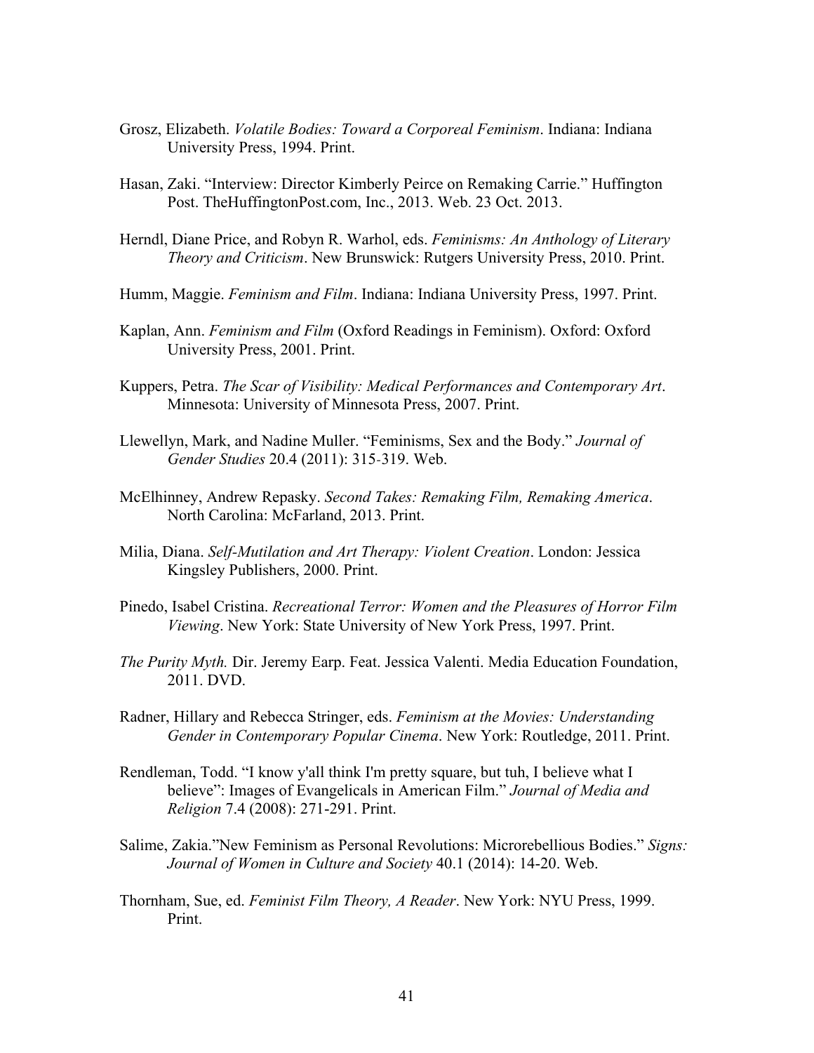Grosz, Elizabeth. *Volatile Bodies: Toward a Corporeal Feminism*. Indiana: Indiana University Press, 1994. Print.

Hasan, Zaki. "Interview: Director Kimberly Peirce on Remaking Carrie." Huffington Post. TheHuffingtonPost.com, Inc., 2013. Web. 23 Oct. 2013.

Herndl, Diane Price, and Robyn R. Warhol, eds. *Feminisms: An Anthology of Literary Theory and Criticism*. New Brunswick: Rutgers University Press, 2010. Print.

Humm, Maggie. *Feminism and Film*. Indiana: Indiana University Press, 1997. Print.

Kaplan, Ann. *Feminism and Film* (Oxford Readings in Feminism). Oxford: Oxford University Press, 2001. Print.

Kuppers, Petra. *The Scar of Visibility: Medical Performances and Contemporary Art*. Minnesota: University of Minnesota Press, 2007. Print.

Llewellyn, Mark, and Nadine Muller. "Feminisms, Sex and the Body." *Journal of Gender Studies* 20.4 (2011): 315-319. Web.

McElhinney, Andrew Repasky. *Second Takes: Remaking Film, Remaking America*. North Carolina: McFarland, 2013. Print.

Milia, Diana. *Self-Mutilation and Art Therapy: Violent Creation*. London: Jessica Kingsley Publishers, 2000. Print.

Pinedo, Isabel Cristina. *Recreational Terror: Women and the Pleasures of Horror Film Viewing*. New York: State University of New York Press, 1997. Print.

*The Purity Myth.* Dir. Jeremy Earp. Feat. Jessica Valenti. Media Education Foundation, 2011. DVD.

Radner, Hillary and Rebecca Stringer, eds. *Feminism at the Movies: Understanding Gender in Contemporary Popular Cinema*. New York: Routledge, 2011. Print.

Rendleman, Todd. "I know y'all think I'm pretty square, but tuh, I believe what I believe": Images of Evangelicals in American Film." *Journal of Media and Religion* 7.4 (2008): 271-291. Print.

Salime, Zakia."New Feminism as Personal Revolutions: Microrebellious Bodies." *Signs: Journal of Women in Culture and Society* 40.1 (2014): 14-20. Web.

Thornham, Sue, ed. *Feminist Film Theory, A Reader*. New York: NYU Press, 1999. Print.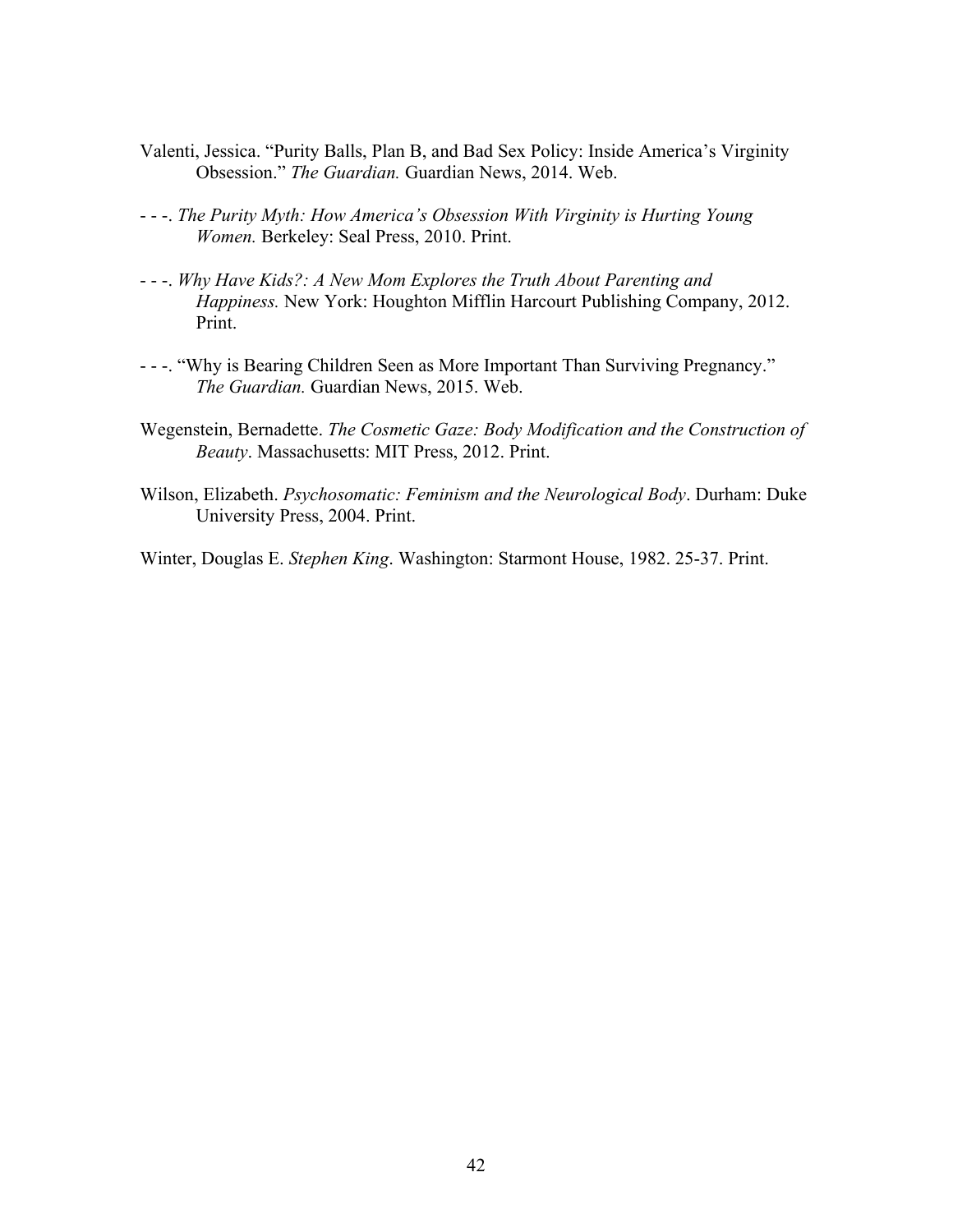Valenti, Jessica. "Purity Balls, Plan B, and Bad Sex Policy: Inside America's Virginity Obsession." *The Guardian.* Guardian News, 2014. Web.

- - -. *The Purity Myth: How America's Obsession With Virginity is Hurting Young Women.* Berkeley: Seal Press, 2010. Print.

- - -. *Why Have Kids?: A New Mom Explores the Truth About Parenting and Happiness.* New York: Houghton Mifflin Harcourt Publishing Company, 2012. Print.

- - -. "Why is Bearing Children Seen as More Important Than Surviving Pregnancy." *The Guardian.* Guardian News, 2015. Web.

Wegenstein, Bernadette. *The Cosmetic Gaze: Body Modification and the Construction of Beauty*. Massachusetts: MIT Press, 2012. Print.

Wilson, Elizabeth. *Psychosomatic: Feminism and the Neurological Body*. Durham: Duke University Press, 2004. Print.

Winter, Douglas E. *Stephen King*. Washington: Starmont House, 1982. 25-37. Print.